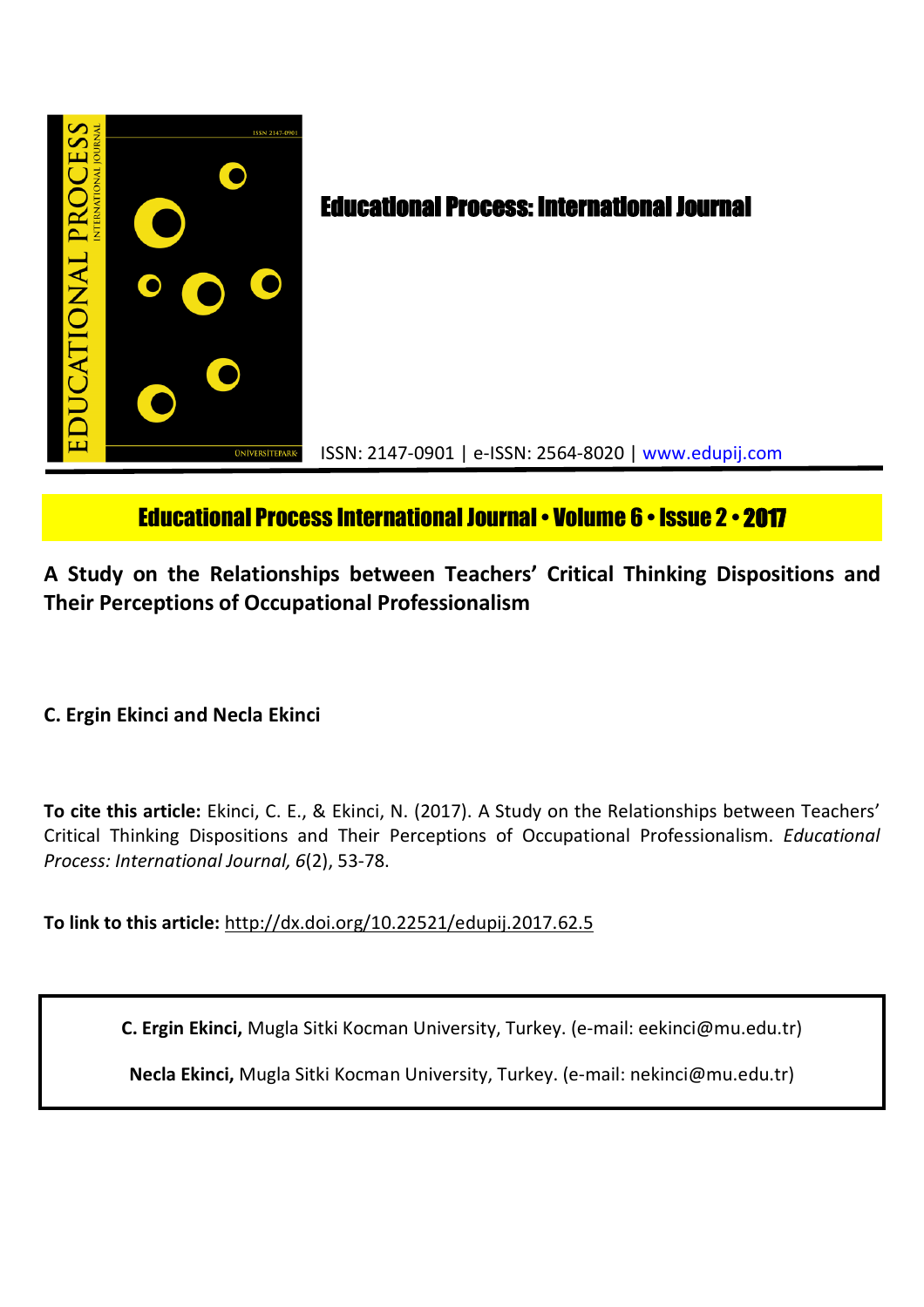# Educational Process: International Journal

ISSN: 2147-0901 | e-ISSN: 2564-8020 | www.edupij.com

**Educational Process International Journal • Volume 6 • Issue 2 • 2017**

## A Study on the Relationships between Teachers' Critical Thinking Dispositions and Their Perceptions of Occupational Professionalism

**C. Ergin Ekinci and Necla Ekinci**

**To cite this article:** Ekinci, C. E., & Ekinci, N. (2017). A Study on the Relationships between Teachers' Critical Thinking Dispositions and Their Perceptions of Occupational Professionalism. *Educational Process: International Journal, 6*(2), 53-78.

**To link to this article:** http://dx.doi.org/10.22521/edupij.2017.62.5

**C. Ergin Ekinci,** Mugla Sitki Kocman University, Turkey. (e-mail: eekinci@mu.edu.tr)

**Necla Ekinci,** Mugla Sitki Kocman University, Turkey. (e-mail: nekinci@mu.edu.tr)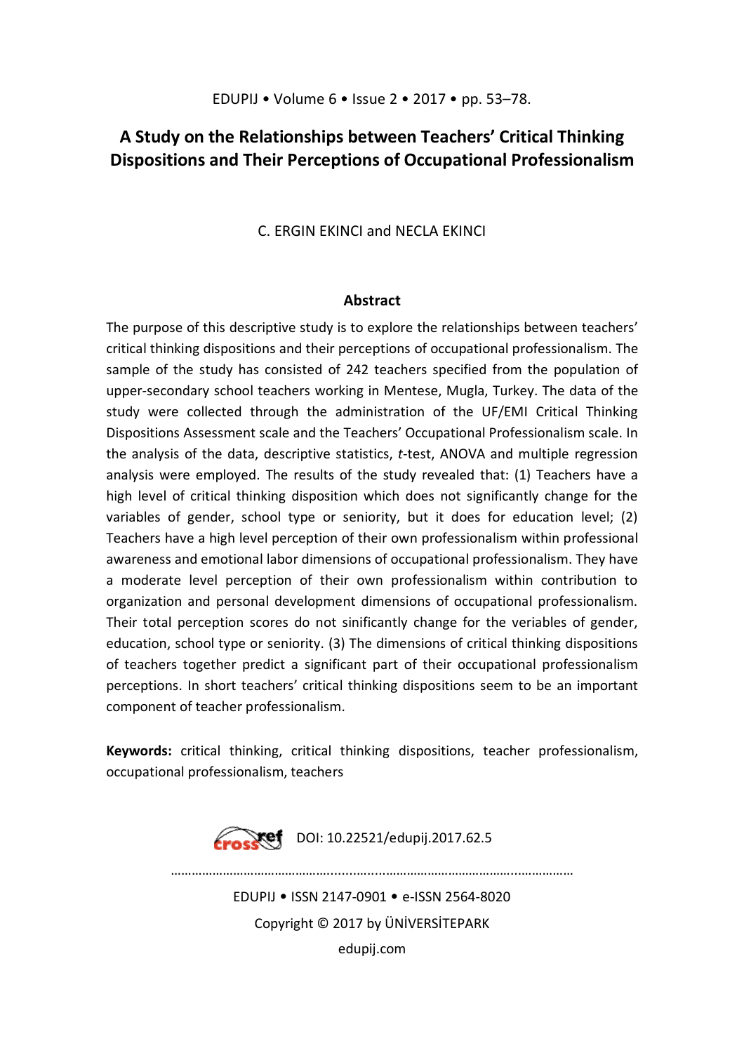# A Study on the Relationships between Teachers' Critical Thinking Dispositions and Their Perceptions of Occupational Professionalism

C. ERGIN EKINCI and NECLA EKINCI

## Abstract

The purpose of this descriptive study is to explore the relationships between teachers' critical thinking dispositions and their perceptions of occupational professionalism. The sample of the study has consisted of 242 teachers specified from the population of upper-secondary school teachers working in Mentese, Mugla, Turkey. The data of the study were collected through the administration of the UF/EMI Critical Thinking Dispositions Assessment scale and the Teachers' Occupational Professionalism scale. In the analysis of the data, descriptive statistics, *t*-test, ANOVA and multiple regression analysis were employed. The results of the study revealed that: (1) Teachers have a high level of critical thinking disposition which does not significantly change for the variables of gender, school type or seniority, but it does for education level; (2) Teachers have a high level perception of their own professionalism within professional awareness and emotional labor dimensions of occupational professionalism. They have a moderate level perception of their own professionalism within contribution to organization and personal development dimensions of occupational professionalism. Their total perception scores do not sinificantly change for the veriables of gender, education, school type or seniority. (3) The dimensions of critical thinking dispositions of teachers together predict a significant part of their occupational professionalism perceptions. In short teachers' critical thinking dispositions seem to be an important component of teacher professionalism.

**Keywords:** critical thinking, critical thinking dispositions, teacher professionalism, occupational professionalism, teachers

DOI: 10.22521/edupij.2017.62.5

EDUPIJ • ISSN 2147-0901 • e-ISSN 2564-8020

Copyright © 2017 by ÜNİVERSİTEPARK

edupij.com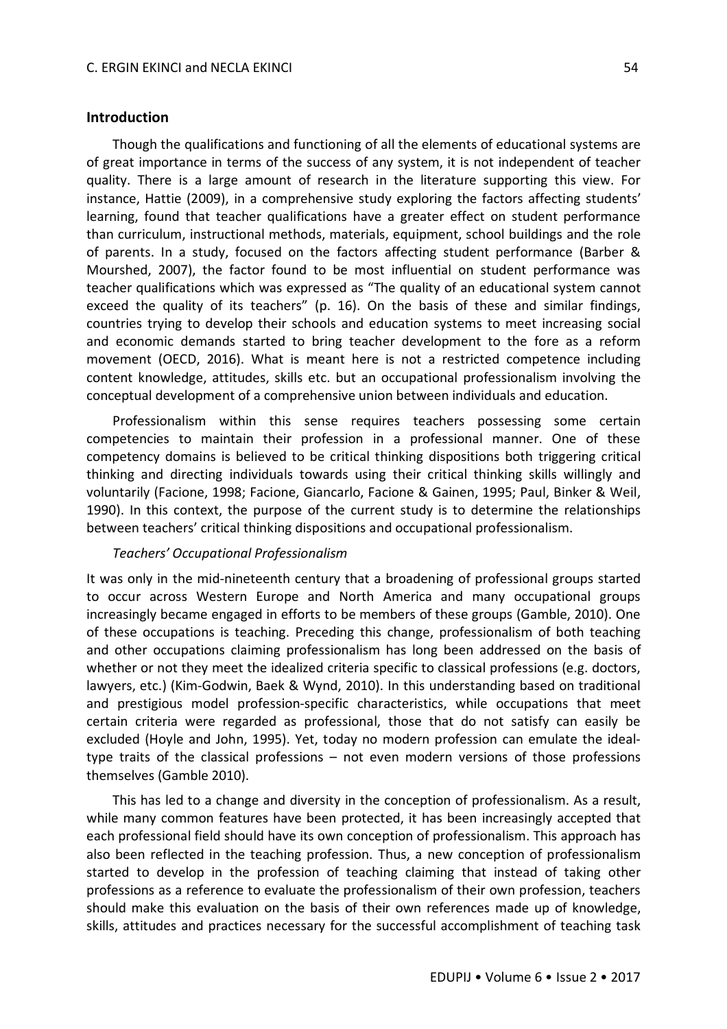## Introduction

Though the qualifications and functioning of all the elements of educational systems are of great importance in terms of the success of any system, it is not independent of teacher quality. There is a large amount of research in the literature supporting this view. For instance, Hattie (2009), in a comprehensive study exploring the factors affecting students' learning, found that teacher qualifications have a greater effect on student performance than curriculum, instructional methods, materials, equipment, school buildings and the role of parents. In a study, focused on the factors affecting student performance (Barber & Mourshed, 2007), the factor found to be most influential on student performance was teacher qualifications which was expressed as "The quality of an educational system cannot exceed the quality of its teachers" (p. 16). On the basis of these and similar findings, countries trying to develop their schools and education systems to meet increasing social and economic demands started to bring teacher development to the fore as a reform movement (OECD, 2016). What is meant here is not a restricted competence including content knowledge, attitudes, skills etc. but an occupational professionalism involving the conceptual development of a comprehensive union between individuals and education.

Professionalism within this sense requires teachers possessing some certain competencies to maintain their profession in a professional manner. One of these competency domains is believed to be critical thinking dispositions both triggering critical thinking and directing individuals towards using their critical thinking skills willingly and voluntarily (Facione, 1998; Facione, Giancarlo, Facione & Gainen, 1995; Paul, Binker & Weil, 1990). In this context, the purpose of the current study is to determine the relationships between teachers' critical thinking dispositions and occupational professionalism.

### *Teachers' Occupational Professionalism*

It was only in the mid-nineteenth century that a broadening of professional groups started to occur across Western Europe and North America and many occupational groups increasingly became engaged in efforts to be members of these groups (Gamble, 2010). One of these occupations is teaching. Preceding this change, professionalism of both teaching and other occupations claiming professionalism has long been addressed on the basis of whether or not they meet the idealized criteria specific to classical professions (e.g. doctors, lawyers, etc.) (Kim-Godwin, Baek & Wynd, 2010). In this understanding based on traditional and prestigious model profession-specific characteristics, while occupations that meet certain criteria were regarded as professional, those that do not satisfy can easily be excluded (Hoyle and John, 1995). Yet, today no modern profession can emulate the ideal-type traits of the classical professions – not even modern versions of those professions themselves (Gamble 2010).

This has led to a change and diversity in the conception of professionalism. As a result, while many common features have been protected, it has been increasingly accepted that each professional field should have its own conception of professionalism. This approach has also been reflected in the teaching profession. Thus, a new conception of professionalism started to develop in the profession of teaching claiming that instead of taking other professions as a reference to evaluate the professionalism of their own profession, teachers should make this evaluation on the basis of their own references made up of knowledge, skills, attitudes and practices necessary for the successful accomplishment of teaching task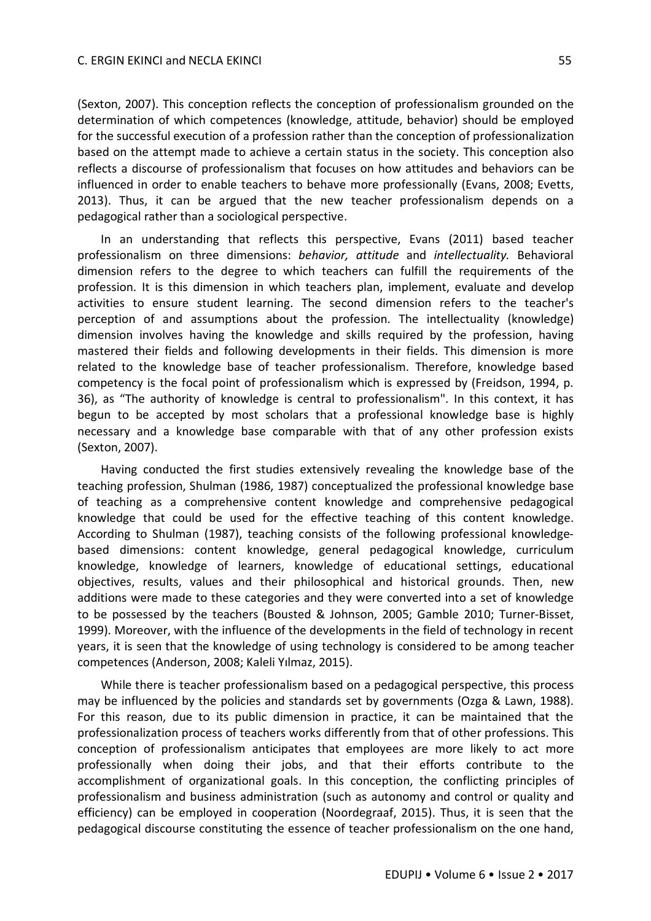(Sexton, 2007). This conception reflects the conception of professionalism grounded on the determination of which competences (knowledge, attitude, behavior) should be employed for the successful execution of a profession rather than the conception of professionalization based on the attempt made to achieve a certain status in the society. This conception also reflects a discourse of professionalism that focuses on how attitudes and behaviors can be influenced in order to enable teachers to behave more professionally (Evans, 2008; Evetts, 2013). Thus, it can be argued that the new teacher professionalism depends on a pedagogical rather than a sociological perspective.

In an understanding that reflects this perspective, Evans (2011) based teacher professionalism on three dimensions: *behavior, attitude* and *intellectuality.* Behavioral dimension refers to the degree to which teachers can fulfill the requirements of the profession. It is this dimension in which teachers plan, implement, evaluate and develop activities to ensure student learning. The second dimension refers to the teacher's perception of and assumptions about the profession. The intellectuality (knowledge) dimension involves having the knowledge and skills required by the profession, having mastered their fields and following developments in their fields. This dimension is more related to the knowledge base of teacher professionalism. Therefore, knowledge based competency is the focal point of professionalism which is expressed by (Freidson, 1994, p. 36), as "The authority of knowledge is central to professionalism". In this context, it has begun to be accepted by most scholars that a professional knowledge base is highly necessary and a knowledge base comparable with that of any other profession exists (Sexton, 2007).

Having conducted the first studies extensively revealing the knowledge base of the teaching profession, Shulman (1986, 1987) conceptualized the professional knowledge base of teaching as a comprehensive content knowledge and comprehensive pedagogical knowledge that could be used for the effective teaching of this content knowledge. According to Shulman (1987), teaching consists of the following professional knowledge-based dimensions: content knowledge, general pedagogical knowledge, curriculum knowledge, knowledge of learners, knowledge of educational settings, educational objectives, results, values and their philosophical and historical grounds. Then, new additions were made to these categories and they were converted into a set of knowledge to be possessed by the teachers (Bousted & Johnson, 2005; Gamble 2010; Turner-Bisset, 1999). Moreover, with the influence of the developments in the field of technology in recent years, it is seen that the knowledge of using technology is considered to be among teacher competences (Anderson, 2008; Kaleli Yılmaz, 2015).

While there is teacher professionalism based on a pedagogical perspective, this process may be influenced by the policies and standards set by governments (Ozga & Lawn, 1988). For this reason, due to its public dimension in practice, it can be maintained that the professionalization process of teachers works differently from that of other professions. This conception of professionalism anticipates that employees are more likely to act more professionally when doing their jobs, and that their efforts contribute to the accomplishment of organizational goals. In this conception, the conflicting principles of professionalism and business administration (such as autonomy and control or quality and efficiency) can be employed in cooperation (Noordegraaf, 2015). Thus, it is seen that the pedagogical discourse constituting the essence of teacher professionalism on the one hand,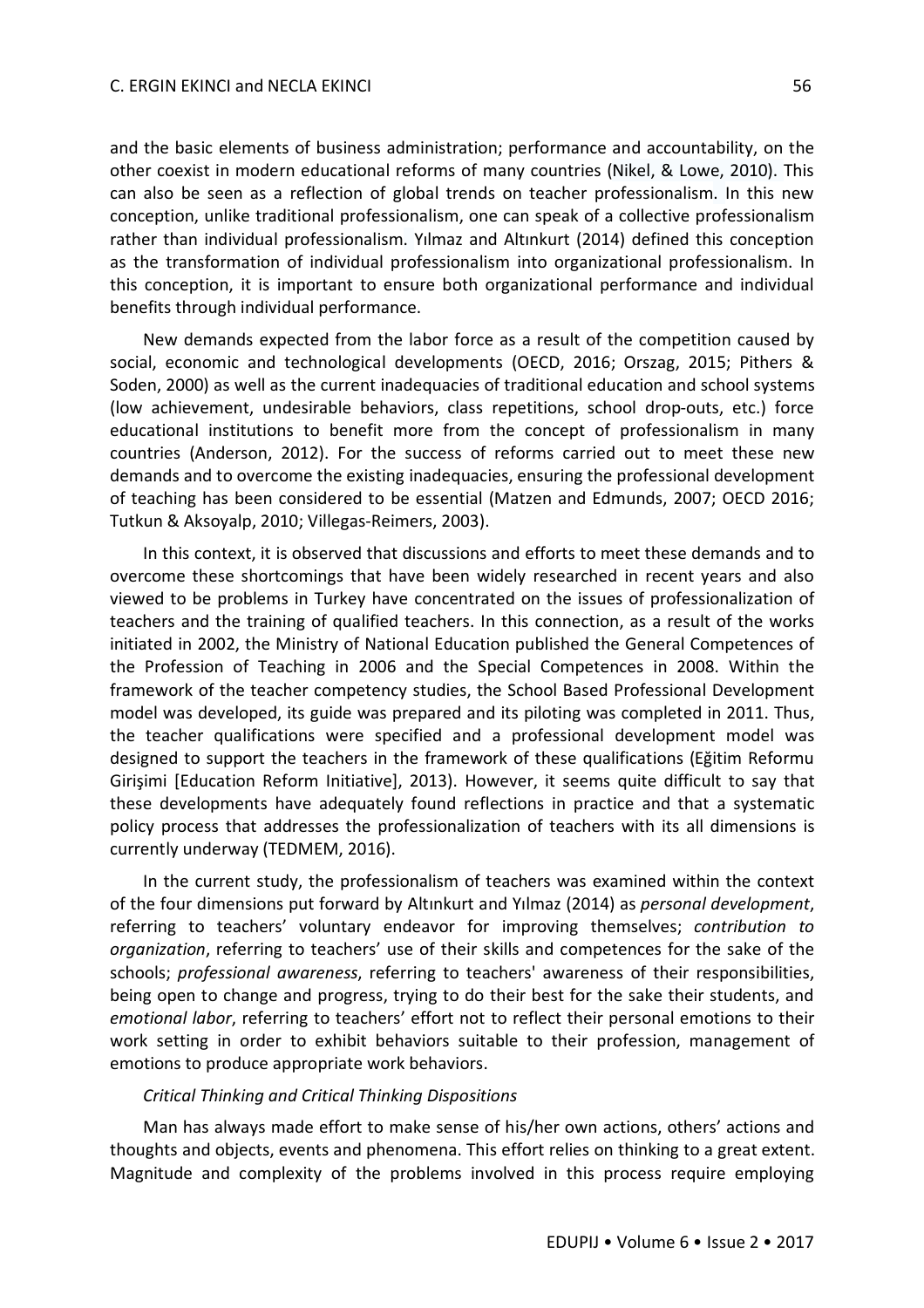and the basic elements of business administration; performance and accountability, on the other coexist in modern educational reforms of many countries (Nikel, & Lowe, 2010). This can also be seen as a reflection of global trends on teacher professionalism. In this new conception, unlike traditional professionalism, one can speak of a collective professionalism rather than individual professionalism. Yılmaz and Altınkurt (2014) defined this conception as the transformation of individual professionalism into organizational professionalism. In this conception, it is important to ensure both organizational performance and individual benefits through individual performance.

New demands expected from the labor force as a result of the competition caused by social, economic and technological developments (OECD, 2016; Orszag, 2015; Pithers & Soden, 2000) as well as the current inadequacies of traditional education and school systems (low achievement, undesirable behaviors, class repetitions, school drop-outs, etc.) force educational institutions to benefit more from the concept of professionalism in many countries (Anderson, 2012). For the success of reforms carried out to meet these new demands and to overcome the existing inadequacies, ensuring the professional development of teaching has been considered to be essential (Matzen and Edmunds, 2007; OECD 2016; Tutkun & Aksoyalp, 2010; Villegas-Reimers, 2003).

In this context, it is observed that discussions and efforts to meet these demands and to overcome these shortcomings that have been widely researched in recent years and also viewed to be problems in Turkey have concentrated on the issues of professionalization of teachers and the training of qualified teachers. In this connection, as a result of the works initiated in 2002, the Ministry of National Education published the General Competences of the Profession of Teaching in 2006 and the Special Competences in 2008. Within the framework of the teacher competency studies, the School Based Professional Development model was developed, its guide was prepared and its piloting was completed in 2011. Thus, the teacher qualifications were specified and a professional development model was designed to support the teachers in the framework of these qualifications (Eğitim Reformu Girişimi [Education Reform Initiative], 2013). However, it seems quite difficult to say that these developments have adequately found reflections in practice and that a systematic policy process that addresses the professionalization of teachers with its all dimensions is currently underway (TEDMEM, 2016).

In the current study, the professionalism of teachers was examined within the context of the four dimensions put forward by Altınkurt and Yılmaz (2014) as *personal development*, referring to teachers' voluntary endeavor for improving themselves; *contribution to organization*, referring to teachers' use of their skills and competences for the sake of the schools; *professional awareness*, referring to teachers' awareness of their responsibilities, being open to change and progress, trying to do their best for the sake their students, and *emotional labor*, referring to teachers' effort not to reflect their personal emotions to their work setting in order to exhibit behaviors suitable to their profession, management of emotions to produce appropriate work behaviors.

*Critical Thinking and Critical Thinking Dispositions*

Man has always made effort to make sense of his/her own actions, others' actions and thoughts and objects, events and phenomena. This effort relies on thinking to a great extent. Magnitude and complexity of the problems involved in this process require employing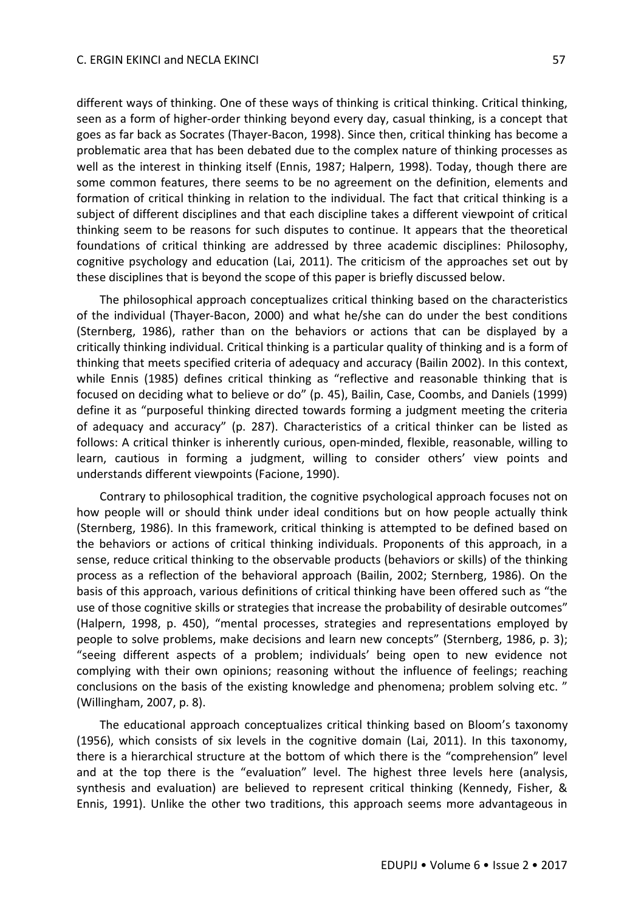different ways of thinking. One of these ways of thinking is critical thinking. Critical thinking, seen as a form of higher-order thinking beyond every day, casual thinking, is a concept that goes as far back as Socrates (Thayer-Bacon, 1998). Since then, critical thinking has become a problematic area that has been debated due to the complex nature of thinking processes as well as the interest in thinking itself (Ennis, 1987; Halpern, 1998). Today, though there are some common features, there seems to be no agreement on the definition, elements and formation of critical thinking in relation to the individual. The fact that critical thinking is a subject of different disciplines and that each discipline takes a different viewpoint of critical thinking seem to be reasons for such disputes to continue. It appears that the theoretical foundations of critical thinking are addressed by three academic disciplines: Philosophy, cognitive psychology and education (Lai, 2011). The criticism of the approaches set out by these disciplines that is beyond the scope of this paper is briefly discussed below.

The philosophical approach conceptualizes critical thinking based on the characteristics of the individual (Thayer-Bacon, 2000) and what he/she can do under the best conditions (Sternberg, 1986), rather than on the behaviors or actions that can be displayed by a critically thinking individual. Critical thinking is a particular quality of thinking and is a form of thinking that meets specified criteria of adequacy and accuracy (Bailin 2002). In this context, while Ennis (1985) defines critical thinking as "reflective and reasonable thinking that is focused on deciding what to believe or do" (p. 45), Bailin, Case, Coombs, and Daniels (1999) define it as "purposeful thinking directed towards forming a judgment meeting the criteria of adequacy and accuracy" (p. 287). Characteristics of a critical thinker can be listed as follows: A critical thinker is inherently curious, open-minded, flexible, reasonable, willing to learn, cautious in forming a judgment, willing to consider others' view points and understands different viewpoints (Facione, 1990).

Contrary to philosophical tradition, the cognitive psychological approach focuses not on how people will or should think under ideal conditions but on how people actually think (Sternberg, 1986). In this framework, critical thinking is attempted to be defined based on the behaviors or actions of critical thinking individuals. Proponents of this approach, in a sense, reduce critical thinking to the observable products (behaviors or skills) of the thinking process as a reflection of the behavioral approach (Bailin, 2002; Sternberg, 1986). On the basis of this approach, various definitions of critical thinking have been offered such as "the use of those cognitive skills or strategies that increase the probability of desirable outcomes" (Halpern, 1998, p. 450), "mental processes, strategies and representations employed by people to solve problems, make decisions and learn new concepts" (Sternberg, 1986, p. 3); "seeing different aspects of a problem; individuals' being open to new evidence not complying with their own opinions; reasoning without the influence of feelings; reaching conclusions on the basis of the existing knowledge and phenomena; problem solving etc. " (Willingham, 2007, p. 8).

The educational approach conceptualizes critical thinking based on Bloom's taxonomy (1956), which consists of six levels in the cognitive domain (Lai, 2011). In this taxonomy, there is a hierarchical structure at the bottom of which there is the "comprehension" level and at the top there is the "evaluation" level. The highest three levels here (analysis, synthesis and evaluation) are believed to represent critical thinking (Kennedy, Fisher, & Ennis, 1991). Unlike the other two traditions, this approach seems more advantageous in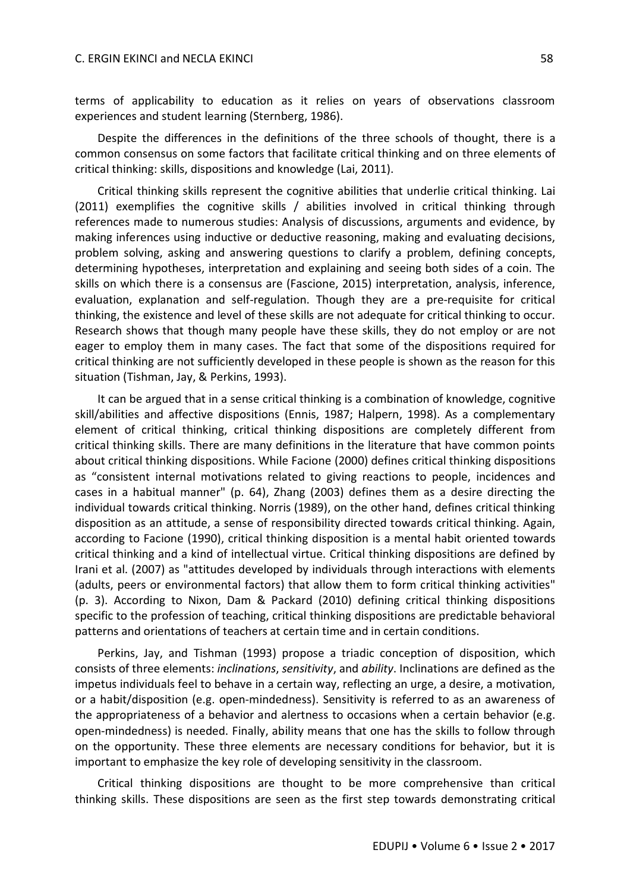terms of applicability to education as it relies on years of observations classroom experiences and student learning (Sternberg, 1986).

Despite the differences in the definitions of the three schools of thought, there is a common consensus on some factors that facilitate critical thinking and on three elements of critical thinking: skills, dispositions and knowledge (Lai, 2011).

Critical thinking skills represent the cognitive abilities that underlie critical thinking. Lai (2011) exemplifies the cognitive skills / abilities involved in critical thinking through references made to numerous studies: Analysis of discussions, arguments and evidence, by making inferences using inductive or deductive reasoning, making and evaluating decisions, problem solving, asking and answering questions to clarify a problem, defining concepts, determining hypotheses, interpretation and explaining and seeing both sides of a coin. The skills on which there is a consensus are (Fascione, 2015) interpretation, analysis, inference, evaluation, explanation and self-regulation. Though they are a pre-requisite for critical thinking, the existence and level of these skills are not adequate for critical thinking to occur. Research shows that though many people have these skills, they do not employ or are not eager to employ them in many cases. The fact that some of the dispositions required for critical thinking are not sufficiently developed in these people is shown as the reason for this situation (Tishman, Jay, & Perkins, 1993).

It can be argued that in a sense critical thinking is a combination of knowledge, cognitive skill/abilities and affective dispositions (Ennis, 1987; Halpern, 1998). As a complementary element of critical thinking, critical thinking dispositions are completely different from critical thinking skills. There are many definitions in the literature that have common points about critical thinking dispositions. While Facione (2000) defines critical thinking dispositions as "consistent internal motivations related to giving reactions to people, incidences and cases in a habitual manner" (p. 64), Zhang (2003) defines them as a desire directing the individual towards critical thinking. Norris (1989), on the other hand, defines critical thinking disposition as an attitude, a sense of responsibility directed towards critical thinking. Again, according to Facione (1990), critical thinking disposition is a mental habit oriented towards critical thinking and a kind of intellectual virtue. Critical thinking dispositions are defined by Irani et al. (2007) as "attitudes developed by individuals through interactions with elements (adults, peers or environmental factors) that allow them to form critical thinking activities" (p. 3). According to Nixon, Dam & Packard (2010) defining critical thinking dispositions specific to the profession of teaching, critical thinking dispositions are predictable behavioral patterns and orientations of teachers at certain time and in certain conditions.

Perkins, Jay, and Tishman (1993) propose a triadic conception of disposition, which consists of three elements: *inclinations*, *sensitivity*, and *ability*. Inclinations are defined as the impetus individuals feel to behave in a certain way, reflecting an urge, a desire, a motivation, or a habit/disposition (e.g. open-mindedness). Sensitivity is referred to as an awareness of the appropriateness of a behavior and alertness to occasions when a certain behavior (e.g. open-mindedness) is needed. Finally, ability means that one has the skills to follow through on the opportunity. These three elements are necessary conditions for behavior, but it is important to emphasize the key role of developing sensitivity in the classroom.

Critical thinking dispositions are thought to be more comprehensive than critical thinking skills. These dispositions are seen as the first step towards demonstrating critical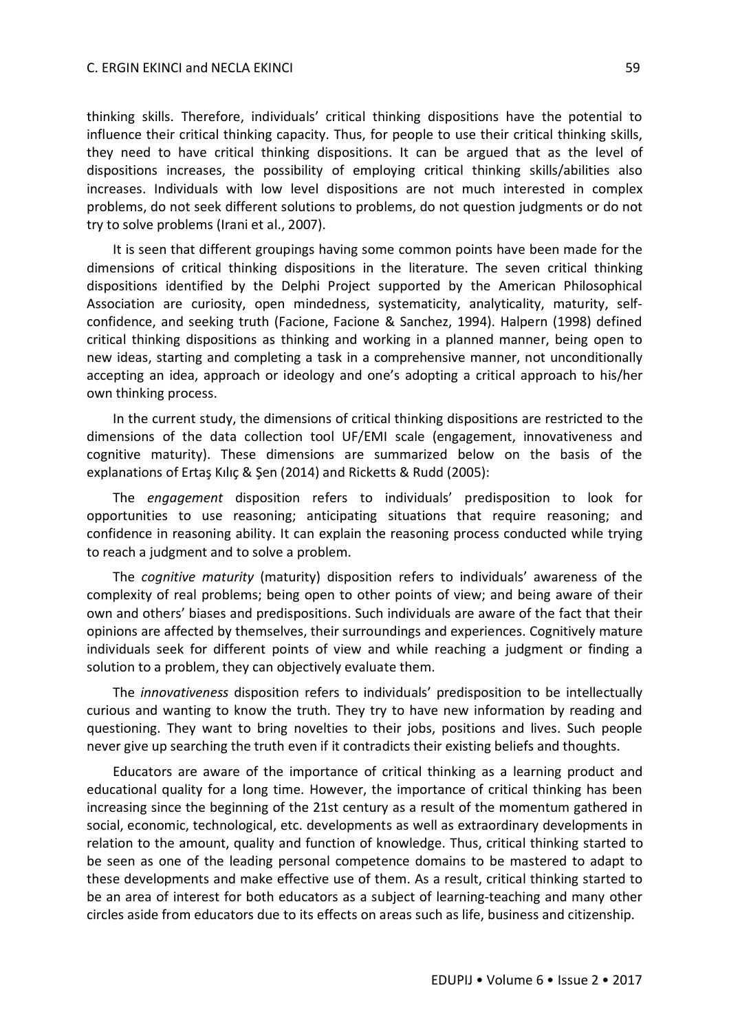thinking skills. Therefore, individuals' critical thinking dispositions have the potential to influence their critical thinking capacity. Thus, for people to use their critical thinking skills, they need to have critical thinking dispositions. It can be argued that as the level of dispositions increases, the possibility of employing critical thinking skills/abilities also increases. Individuals with low level dispositions are not much interested in complex problems, do not seek different solutions to problems, do not question judgments or do not try to solve problems (Irani et al., 2007).

It is seen that different groupings having some common points have been made for the dimensions of critical thinking dispositions in the literature. The seven critical thinking dispositions identified by the Delphi Project supported by the American Philosophical Association are curiosity, open mindedness, systematicity, analyticality, maturity, self-confidence, and seeking truth (Facione, Facione & Sanchez, 1994). Halpern (1998) defined critical thinking dispositions as thinking and working in a planned manner, being open to new ideas, starting and completing a task in a comprehensive manner, not unconditionally accepting an idea, approach or ideology and one's adopting a critical approach to his/her own thinking process.

In the current study, the dimensions of critical thinking dispositions are restricted to the dimensions of the data collection tool UF/EMI scale (engagement, innovativeness and cognitive maturity). These dimensions are summarized below on the basis of the explanations of Ertaş Kılıç & Şen (2014) and Ricketts & Rudd (2005):

The *engagement* disposition refers to individuals' predisposition to look for opportunities to use reasoning; anticipating situations that require reasoning; and confidence in reasoning ability. It can explain the reasoning process conducted while trying to reach a judgment and to solve a problem.

The *cognitive maturity* (maturity) disposition refers to individuals' awareness of the complexity of real problems; being open to other points of view; and being aware of their own and others' biases and predispositions. Such individuals are aware of the fact that their opinions are affected by themselves, their surroundings and experiences. Cognitively mature individuals seek for different points of view and while reaching a judgment or finding a solution to a problem, they can objectively evaluate them.

The *innovativeness* disposition refers to individuals' predisposition to be intellectually curious and wanting to know the truth. They try to have new information by reading and questioning. They want to bring novelties to their jobs, positions and lives. Such people never give up searching the truth even if it contradicts their existing beliefs and thoughts.

Educators are aware of the importance of critical thinking as a learning product and educational quality for a long time. However, the importance of critical thinking has been increasing since the beginning of the 21st century as a result of the momentum gathered in social, economic, technological, etc. developments as well as extraordinary developments in relation to the amount, quality and function of knowledge. Thus, critical thinking started to be seen as one of the leading personal competence domains to be mastered to adapt to these developments and make effective use of them. As a result, critical thinking started to be an area of interest for both educators as a subject of learning-teaching and many other circles aside from educators due to its effects on areas such as life, business and citizenship.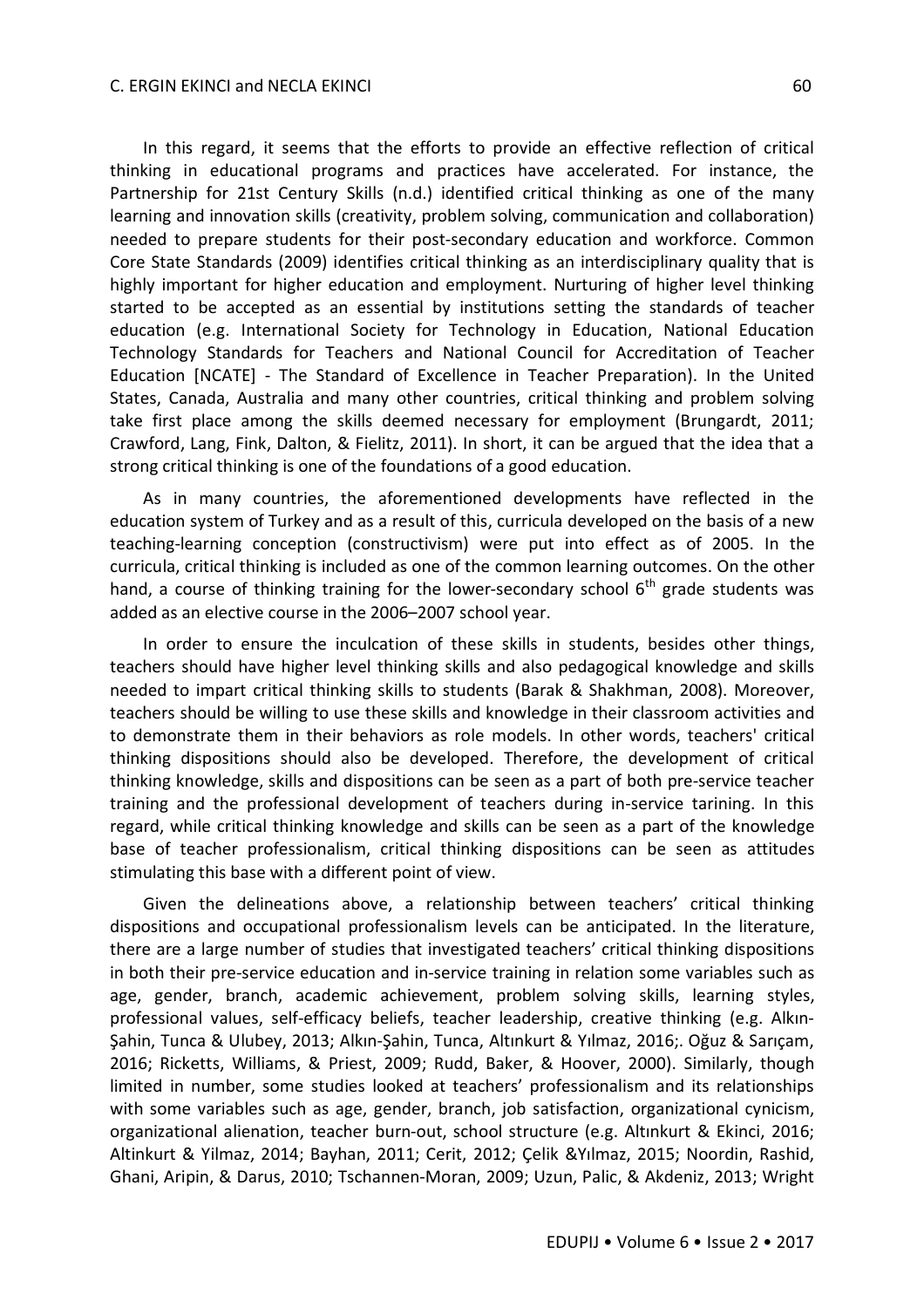In this regard, it seems that the efforts to provide an effective reflection of critical thinking in educational programs and practices have accelerated. For instance, the Partnership for 21st Century Skills (n.d.) identified critical thinking as one of the many learning and innovation skills (creativity, problem solving, communication and collaboration) needed to prepare students for their post-secondary education and workforce. Common Core State Standards (2009) identifies critical thinking as an interdisciplinary quality that is highly important for higher education and employment. Nurturing of higher level thinking started to be accepted as an essential by institutions setting the standards of teacher education (e.g. International Society for Technology in Education, National Education Technology Standards for Teachers and National Council for Accreditation of Teacher Education [NCATE] - The Standard of Excellence in Teacher Preparation). In the United States, Canada, Australia and many other countries, critical thinking and problem solving take first place among the skills deemed necessary for employment (Brungardt, 2011; Crawford, Lang, Fink, Dalton, & Fielitz, 2011). In short, it can be argued that the idea that a strong critical thinking is one of the foundations of a good education.

As in many countries, the aforementioned developments have reflected in the education system of Turkey and as a result of this, curricula developed on the basis of a new teaching-learning conception (constructivism) were put into effect as of 2005. In the curricula, critical thinking is included as one of the common learning outcomes. On the other hand, a course of thinking training for the lower-secondary school 6th grade students was added as an elective course in the 2006–2007 school year.

In order to ensure the inculcation of these skills in students, besides other things, teachers should have higher level thinking skills and also pedagogical knowledge and skills needed to impart critical thinking skills to students (Barak & Shakhman, 2008). Moreover, teachers should be willing to use these skills and knowledge in their classroom activities and to demonstrate them in their behaviors as role models. In other words, teachers' critical thinking dispositions should also be developed. Therefore, the development of critical thinking knowledge, skills and dispositions can be seen as a part of both pre-service teacher training and the professional development of teachers during in-service tarining. In this regard, while critical thinking knowledge and skills can be seen as a part of the knowledge base of teacher professionalism, critical thinking dispositions can be seen as attitudes stimulating this base with a different point of view.

Given the delineations above, a relationship between teachers' critical thinking dispositions and occupational professionalism levels can be anticipated. In the literature, there are a large number of studies that investigated teachers' critical thinking dispositions in both their pre-service education and in-service training in relation some variables such as age, gender, branch, academic achievement, problem solving skills, learning styles, professional values, self-efficacy beliefs, teacher leadership, creative thinking (e.g. Alkın-Şahin, Tunca & Ulubey, 2013; Alkın-Şahin, Tunca, Altınkurt & Yılmaz, 2016;. Oğuz & Sarıçam, 2016; Ricketts, Williams, & Priest, 2009; Rudd, Baker, & Hoover, 2000). Similarly, though limited in number, some studies looked at teachers' professionalism and its relationships with some variables such as age, gender, branch, job satisfaction, organizational cynicism, organizational alienation, teacher burn-out, school structure (e.g. Altınkurt & Ekinci, 2016; Altinkurt & Yilmaz, 2014; Bayhan, 2011; Cerit, 2012; Çelik &Yılmaz, 2015; Noordin, Rashid, Ghani, Aripin, & Darus, 2010; Tschannen-Moran, 2009; Uzun, Palic, & Akdeniz, 2013; Wright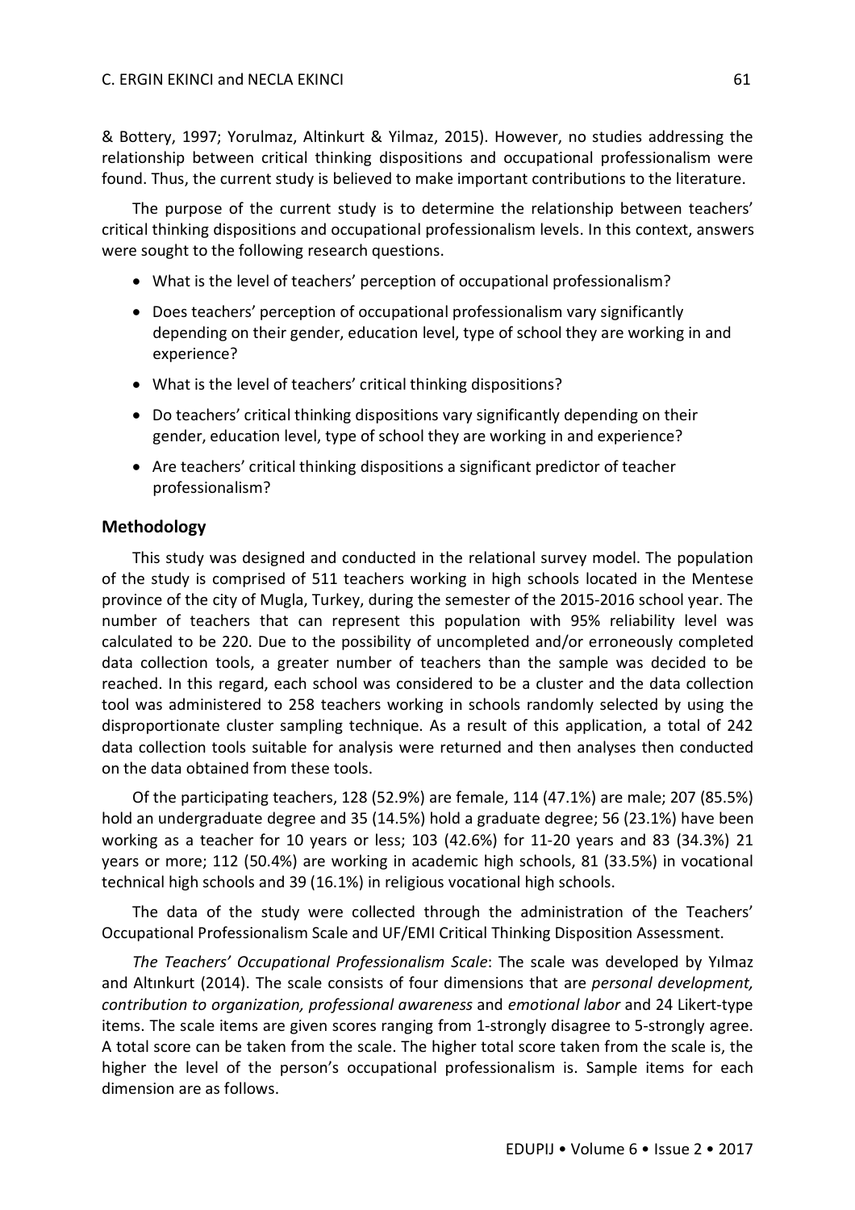& Bottery, 1997; Yorulmaz, Altinkurt & Yilmaz, 2015). However, no studies addressing the relationship between critical thinking dispositions and occupational professionalism were found. Thus, the current study is believed to make important contributions to the literature.

The purpose of the current study is to determine the relationship between teachers' critical thinking dispositions and occupational professionalism levels. In this context, answers were sought to the following research questions.

- What is the level of teachers' perception of occupational professionalism?
- Does teachers' perception of occupational professionalism vary significantly depending on their gender, education level, type of school they are working in and experience?
- What is the level of teachers' critical thinking dispositions?
- Do teachers' critical thinking dispositions vary significantly depending on their gender, education level, type of school they are working in and experience?
- Are teachers' critical thinking dispositions a significant predictor of teacher professionalism?

## Methodology

This study was designed and conducted in the relational survey model. The population of the study is comprised of 511 teachers working in high schools located in the Mentese province of the city of Mugla, Turkey, during the semester of the 2015-2016 school year. The number of teachers that can represent this population with 95% reliability level was calculated to be 220. Due to the possibility of uncompleted and/or erroneously completed data collection tools, a greater number of teachers than the sample was decided to be reached. In this regard, each school was considered to be a cluster and the data collection tool was administered to 258 teachers working in schools randomly selected by using the disproportionate cluster sampling technique. As a result of this application, a total of 242 data collection tools suitable for analysis were returned and then analyses then conducted on the data obtained from these tools.

Of the participating teachers, 128 (52.9%) are female, 114 (47.1%) are male; 207 (85.5%) hold an undergraduate degree and 35 (14.5%) hold a graduate degree; 56 (23.1%) have been working as a teacher for 10 years or less; 103 (42.6%) for 11-20 years and 83 (34.3%) 21 years or more; 112 (50.4%) are working in academic high schools, 81 (33.5%) in vocational technical high schools and 39 (16.1%) in religious vocational high schools.

The data of the study were collected through the administration of the Teachers' Occupational Professionalism Scale and UF/EMI Critical Thinking Disposition Assessment.

*The Teachers' Occupational Professionalism Scale*: The scale was developed by Yılmaz and Altınkurt (2014). The scale consists of four dimensions that are *personal development, contribution to organization, professional awareness* and *emotional labor* and 24 Likert-type items. The scale items are given scores ranging from 1-strongly disagree to 5-strongly agree. A total score can be taken from the scale. The higher total score taken from the scale is, the higher the level of the person's occupational professionalism is. Sample items for each dimension are as follows.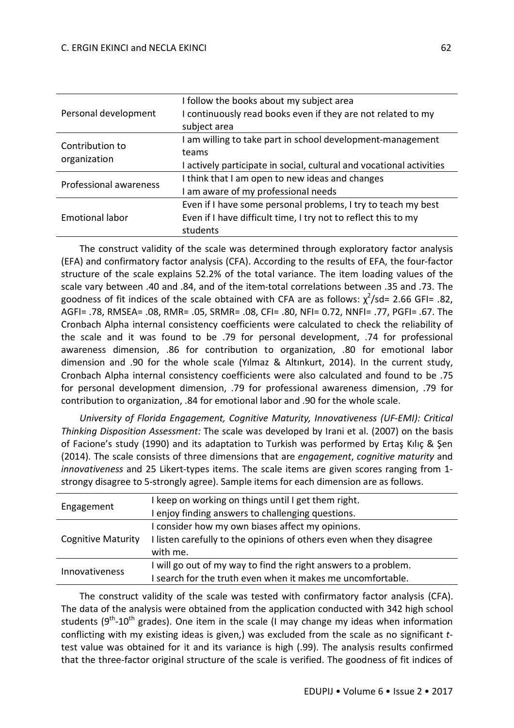| | |
|---|---|
| Personal development | I follow the books about my subject area<br>I continuously read books even if they are not related to my subject area |
| Contribution to organization | I am willing to take part in school development-management teams<br>I actively participate in social, cultural and vocational activities |
| Professional awareness | I think that I am open to new ideas and changes<br>I am aware of my professional needs |
| Emotional labor | Even if I have some personal problems, I try to teach my best<br>Even if I have difficult time, I try not to reflect this to my students |

The construct validity of the scale was determined through exploratory factor analysis (EFA) and confirmatory factor analysis (CFA). According to the results of EFA, the four-factor structure of the scale explains 52.2% of the total variance. The item loading values of the scale vary between .40 and .84, and of the item-total correlations between .35 and .73. The goodness of fit indices of the scale obtained with CFA are as follows: $\chi^2$/sd= 2.66 GFI= .82, AGFI= .78, RMSEA= .08, RMR= .05, SRMR= .08, CFI= .80, NFI= 0.72, NNFI= .77, PGFI= .67. The Cronbach Alpha internal consistency coefficients were calculated to check the reliability of the scale and it was found to be .79 for personal development, .74 for professional awareness dimension, .86 for contribution to organization, .80 for emotional labor dimension and .90 for the whole scale (Yılmaz & Altınkurt, 2014). In the current study, Cronbach Alpha internal consistency coefficients were also calculated and found to be .75 for personal development dimension, .79 for professional awareness dimension, .79 for contribution to organization, .84 for emotional labor and .90 for the whole scale.

*University of Florida Engagement, Cognitive Maturity, Innovativeness (UF-EMI): Critical Thinking Disposition Assessment:* The scale was developed by Irani et al. (2007) on the basis of Facione's study (1990) and its adaptation to Turkish was performed by Ertaş Kılıç & Şen (2014). The scale consists of three dimensions that are *engagement*, *cognitive maturity* and *innovativeness* and 25 Likert-types items. The scale items are given scores ranging from 1-strongy disagree to 5-strongly agree). Sample items for each dimension are as follows.

| | |
|---|---|
| Engagement | I keep on working on things until I get them right.<br>I enjoy finding answers to challenging questions. |
| Cognitive Maturity | I consider how my own biases affect my opinions.<br>I listen carefully to the opinions of others even when they disagree with me. |
| Innovativeness | I will go out of my way to find the right answers to a problem.<br>I search for the truth even when it makes me uncomfortable. |

The construct validity of the scale was tested with confirmatory factor analysis (CFA). The data of the analysis were obtained from the application conducted with 342 high school students (9th-10th grades). One item in the scale (I may change my ideas when information conflicting with my existing ideas is given,) was excluded from the scale as no significant *t*-test value was obtained for it and its variance is high (.99). The analysis results confirmed that the three-factor original structure of the scale is verified. The goodness of fit indices of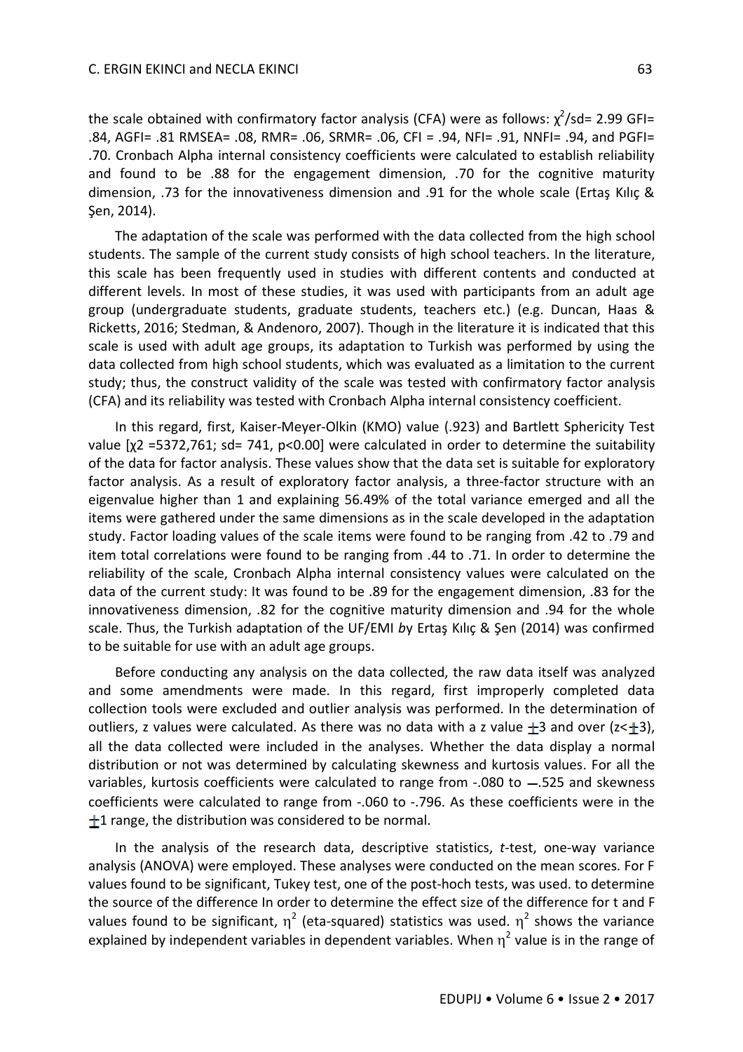the scale obtained with confirmatory factor analysis (CFA) were as follows: $\chi^2$/sd= 2.99 GFI= .84, AGFI= .81 RMSEA= .08, RMR= .06, SRMR= .06, CFI = .94, NFI= .91, NNFI= .94, and PGFI= .70. Cronbach Alpha internal consistency coefficients were calculated to establish reliability and found to be .88 for the engagement dimension, .70 for the cognitive maturity dimension, .73 for the innovativeness dimension and .91 for the whole scale (Ertaş Kılıç & Şen, 2014).

The adaptation of the scale was performed with the data collected from the high school students. The sample of the current study consists of high school teachers. In the literature, this scale has been frequently used in studies with different contents and conducted at different levels. In most of these studies, it was used with participants from an adult age group (undergraduate students, graduate students, teachers etc.) (e.g. Duncan, Haas & Ricketts, 2016; Stedman, & Andenoro, 2007). Though in the literature it is indicated that this scale is used with adult age groups, its adaptation to Turkish was performed by using the data collected from high school students, which was evaluated as a limitation to the current study; thus, the construct validity of the scale was tested with confirmatory factor analysis (CFA) and its reliability was tested with Cronbach Alpha internal consistency coefficient.

In this regard, first, Kaiser-Meyer-Olkin (KMO) value (.923) and Bartlett Sphericity Test value [$\chi 2$ =5372,761; sd= 741, p<0.00] were calculated in order to determine the suitability of the data for factor analysis. These values show that the data set is suitable for exploratory factor analysis. As a result of exploratory factor analysis, a three-factor structure with an eigenvalue higher than 1 and explaining 56.49% of the total variance emerged and all the items were gathered under the same dimensions as in the scale developed in the adaptation study. Factor loading values of the scale items were found to be ranging from .42 to .79 and item total correlations were found to be ranging from .44 to .71. In order to determine the reliability of the scale, Cronbach Alpha internal consistency values were calculated on the data of the current study: It was found to be .89 for the engagement dimension, .83 for the innovativeness dimension, .82 for the cognitive maturity dimension and .94 for the whole scale. Thus, the Turkish adaptation of the UF/EMI *b*y Ertaş Kılıç & Şen (2014) was confirmed to be suitable for use with an adult age groups.

Before conducting any analysis on the data collected, the raw data itself was analyzed and some amendments were made. In this regard, first improperly completed data collection tools were excluded and outlier analysis was performed. In the determination of outliers, z values were calculated. As there was no data with a z value $\pm$3 and over ($z<\pm3$), all the data collected were included in the analyses. Whether the data display a normal distribution or not was determined by calculating skewness and kurtosis values. For all the variables, kurtosis coefficients were calculated to range from -.080 to $-$.525 and skewness coefficients were calculated to range from -.060 to -.796. As these coefficients were in the $\pm$1 range, the distribution was considered to be normal.

In the analysis of the research data, descriptive statistics, *t*-test, one-way variance analysis (ANOVA) were employed. These analyses were conducted on the mean scores. For F values found to be significant, Tukey test, one of the post-hoch tests, was used. to determine the source of the difference In order to determine the effect size of the difference for t and F values found to be significant, $\eta^2$ (eta-squared) statistics was used. $\eta^2$ shows the variance explained by independent variables in dependent variables. When $\eta^2$ value is in the range of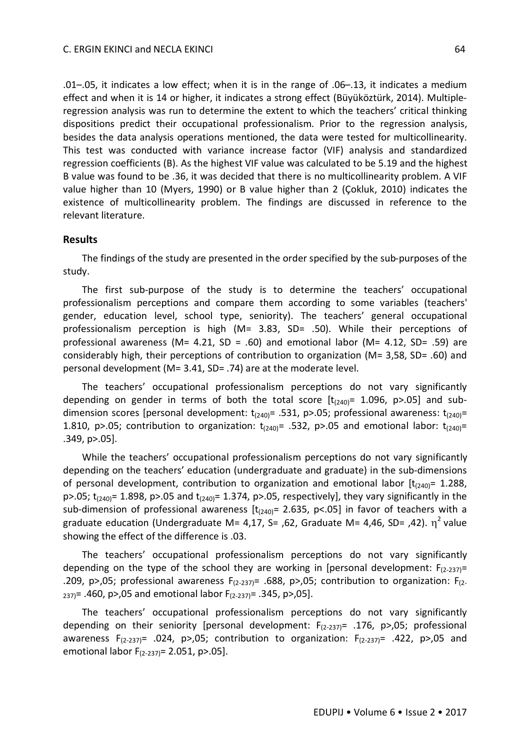.01–.05, it indicates a low effect; when it is in the range of .06–.13, it indicates a medium effect and when it is 14 or higher, it indicates a strong effect (Büyüköztürk, 2014). Multiple-regression analysis was run to determine the extent to which the teachers' critical thinking dispositions predict their occupational professionalism. Prior to the regression analysis, besides the data analysis operations mentioned, the data were tested for multicollinearity. This test was conducted with variance increase factor (VIF) analysis and standardized regression coefficients (Β). As the highest VIF value was calculated to be 5.19 and the highest Β value was found to be .36, it was decided that there is no multicollinearity problem. A VIF value higher than 10 (Myers, 1990) or Β value higher than 2 (Çokluk, 2010) indicates the existence of multicollinearity problem. The findings are discussed in reference to the relevant literature.

## Results

The findings of the study are presented in the order specified by the sub-purposes of the study.

The first sub-purpose of the study is to determine the teachers' occupational professionalism perceptions and compare them according to some variables (teachers' gender, education level, school type, seniority). The teachers' general occupational professionalism perception is high (M= 3.83, SD= .50). While their perceptions of professional awareness (M= 4.21, SD = .60) and emotional labor (M= 4.12, SD= .59) are considerably high, their perceptions of contribution to organization (M= 3,58, SD= .60) and personal development (M= 3.41, SD= .74) are at the moderate level.

The teachers' occupational professionalism perceptions do not vary significantly depending on gender in terms of both the total score [$t_{(240)}$= 1.096, p>.05] and sub-dimension scores [personal development: $t_{(240)}$= .531, p>.05; professional awareness: $t_{(240)}$= 1.810, p>.05; contribution to organization: $t_{(240)}$= .532, p>.05 and emotional labor: $t_{(240)}$= .349, p>.05].

While the teachers' occupational professionalism perceptions do not vary significantly depending on the teachers' education (undergraduate and graduate) in the sub-dimensions of personal development, contribution to organization and emotional labor [$t_{(240)}$= 1.288, p>.05; $t_{(240)}$= 1.898, p>.05 and $t_{(240)}$= 1.374, p>.05, respectively], they vary significantly in the sub-dimension of professional awareness [$t_{(240)}$= 2.635, p<.05] in favor of teachers with a graduate education (Undergraduate M= 4,17, S= ,62, Graduate M= 4,46, SD= ,42). $\eta^2$ value showing the effect of the difference is .03.

The teachers' occupational professionalism perceptions do not vary significantly depending on the type of the school they are working in [personal development: $F_{(2\text{-}237)}$= .209, p>,05; professional awareness $F_{(2\text{-}237)}$= .688, p>,05; contribution to organization: $F_{(2\text{-}237)}$= .460, p>,05 and emotional labor $F_{(2\text{-}237)}$= .345, p>,05].

The teachers' occupational professionalism perceptions do not vary significantly depending on their seniority [personal development: $F_{(2\text{-}237)}$= .176, p>,05; professional awareness $F_{(2\text{-}237)}$= .024, p>,05; contribution to organization: $F_{(2\text{-}237)}$= .422, p>,05 and emotional labor $F_{(2\text{-}237)}$= 2.051, p>.05].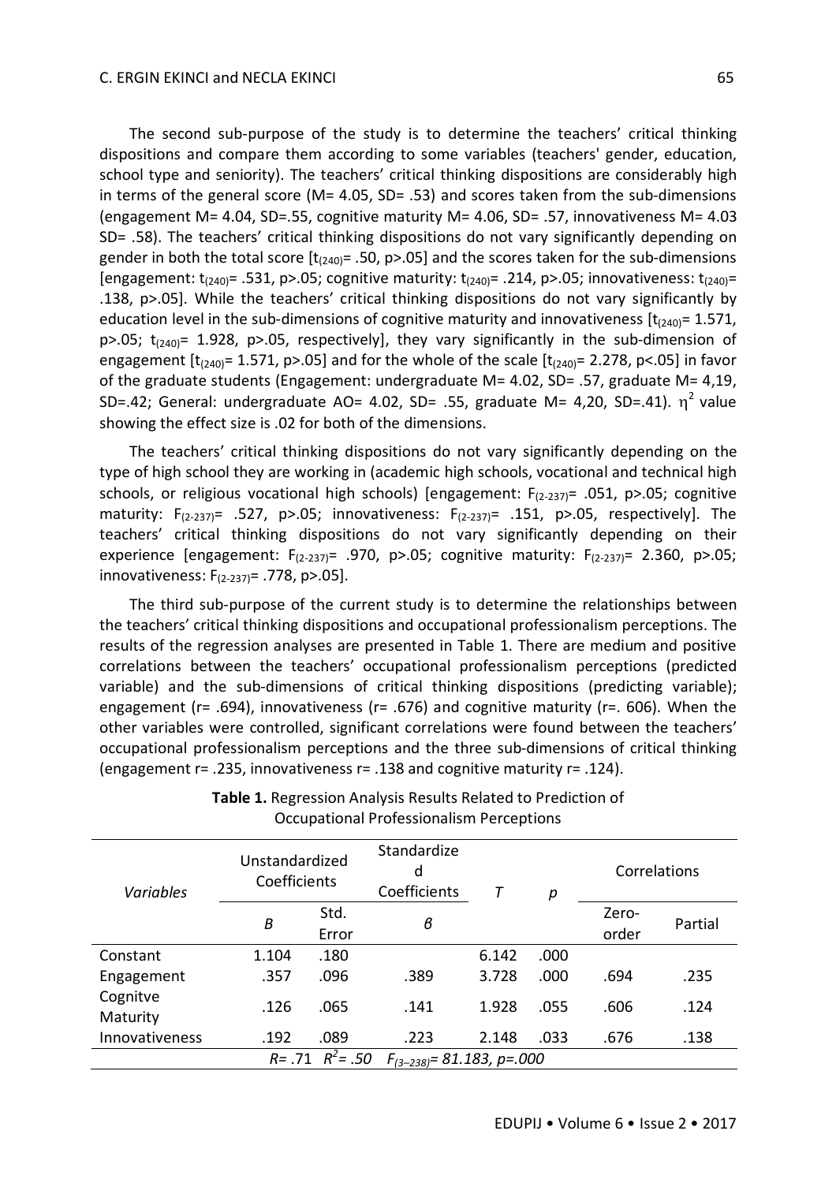The second sub-purpose of the study is to determine the teachers' critical thinking dispositions and compare them according to some variables (teachers' gender, education, school type and seniority). The teachers' critical thinking dispositions are considerably high in terms of the general score (M= 4.05, SD= .53) and scores taken from the sub-dimensions (engagement M= 4.04, SD=.55, cognitive maturity M= 4.06, SD= .57, innovativeness M= 4.03 SD= .58). The teachers' critical thinking dispositions do not vary significantly depending on gender in both the total score [$t_{(240)}$= .50, p>.05] and the scores taken for the sub-dimensions [engagement: $t_{(240)}$= .531, p>.05; cognitive maturity: $t_{(240)}$= .214, p>.05; innovativeness: $t_{(240)}$= .138, p>.05]. While the teachers' critical thinking dispositions do not vary significantly by education level in the sub-dimensions of cognitive maturity and innovativeness [$t_{(240)}$= 1.571, p>.05; $t_{(240)}$= 1.928, p>.05, respectively], they vary significantly in the sub-dimension of engagement [$t_{(240)}$= 1.571, p>.05] and for the whole of the scale [$t_{(240)}$= 2.278, p<.05] in favor of the graduate students (Engagement: undergraduate M= 4.02, SD= .57, graduate M= 4,19, SD=.42; General: undergraduate AO= 4.02, SD= .55, graduate M= 4,20, SD=.41). $\eta^2$ value showing the effect size is .02 for both of the dimensions.

The teachers' critical thinking dispositions do not vary significantly depending on the type of high school they are working in (academic high schools, vocational and technical high schools, or religious vocational high schools) [engagement: $F_{(2\text{-}237)}$= .051, p>.05; cognitive maturity: $F_{(2\text{-}237)}$= .527, p>.05; innovativeness: $F_{(2\text{-}237)}$= .151, p>.05, respectively]. The teachers' critical thinking dispositions do not vary significantly depending on their experience [engagement: $F_{(2\text{-}237)}$= .970, p>.05; cognitive maturity: $F_{(2\text{-}237)}$= 2.360, p>.05; innovativeness: $F_{(2\text{-}237)}$= .778, p>.05].

The third sub-purpose of the current study is to determine the relationships between the teachers' critical thinking dispositions and occupational professionalism perceptions. The results of the regression analyses are presented in Table 1. There are medium and positive correlations between the teachers' occupational professionalism perceptions (predicted variable) and the sub-dimensions of critical thinking dispositions (predicting variable); engagement (r= .694), innovativeness (r= .676) and cognitive maturity (r=. 606). When the other variables were controlled, significant correlations were found between the teachers' occupational professionalism perceptions and the three sub-dimensions of critical thinking (engagement r= .235, innovativeness r= .138 and cognitive maturity r= .124).

**Table 1.** Regression Analysis Results Related to Prediction of Occupational Professionalism Perceptions

| *Variables* | Unstandardized Coefficients | | Standardized Coefficients | *T* | *p* | Correlations | |
|---|---|---|---|---|---|---|---|
| | *B* | Std. Error | *β* | | | Zero-order | Partial |
| Constant | 1.104 | .180 | | 6.142 | .000 | | |
| Engagement | .357 | .096 | .389 | 3.728 | .000 | .694 | .235 |
| Cognitve Maturity | .126 | .065 | .141 | 1.928 | .055 | .606 | .124 |
| Innovativeness | .192 | .089 | .223 | 2.148 | .033 | .676 | .138 |
| *R*= .71 $R^2$= .50 $F_{(3-238)}$= 81.183, *p*=.000 | | | | | | | |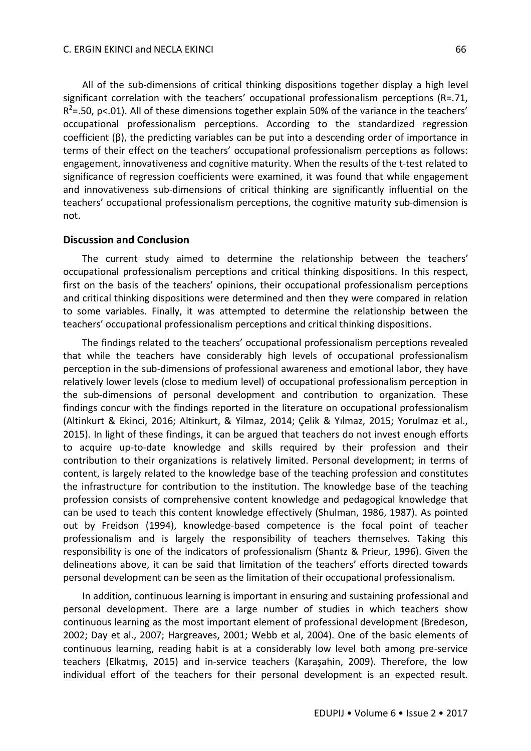All of the sub-dimensions of critical thinking dispositions together display a high level significant correlation with the teachers' occupational professionalism perceptions (R=.71, $R^2$=.50, p<.01). All of these dimensions together explain 50% of the variance in the teachers' occupational professionalism perceptions. According to the standardized regression coefficient (β), the predicting variables can be put into a descending order of importance in terms of their effect on the teachers' occupational professionalism perceptions as follows: engagement, innovativeness and cognitive maturity. When the results of the t-test related to significance of regression coefficients were examined, it was found that while engagement and innovativeness sub-dimensions of critical thinking are significantly influential on the teachers' occupational professionalism perceptions, the cognitive maturity sub-dimension is not.

## Discussion and Conclusion

The current study aimed to determine the relationship between the teachers' occupational professionalism perceptions and critical thinking dispositions. In this respect, first on the basis of the teachers' opinions, their occupational professionalism perceptions and critical thinking dispositions were determined and then they were compared in relation to some variables. Finally, it was attempted to determine the relationship between the teachers' occupational professionalism perceptions and critical thinking dispositions.

The findings related to the teachers' occupational professionalism perceptions revealed that while the teachers have considerably high levels of occupational professionalism perception in the sub-dimensions of professional awareness and emotional labor, they have relatively lower levels (close to medium level) of occupational professionalism perception in the sub-dimensions of personal development and contribution to organization. These findings concur with the findings reported in the literature on occupational professionalism (Altinkurt & Ekinci, 2016; Altinkurt, & Yilmaz, 2014; Çelik & Yılmaz, 2015; Yorulmaz et al., 2015). In light of these findings, it can be argued that teachers do not invest enough efforts to acquire up-to-date knowledge and skills required by their profession and their contribution to their organizations is relatively limited. Personal development; in terms of content, is largely related to the knowledge base of the teaching profession and constitutes the infrastructure for contribution to the institution. The knowledge base of the teaching profession consists of comprehensive content knowledge and pedagogical knowledge that can be used to teach this content knowledge effectively (Shulman, 1986, 1987). As pointed out by Freidson (1994), knowledge-based competence is the focal point of teacher professionalism and is largely the responsibility of teachers themselves. Taking this responsibility is one of the indicators of professionalism (Shantz & Prieur, 1996). Given the delineations above, it can be said that limitation of the teachers' efforts directed towards personal development can be seen as the limitation of their occupational professionalism.

In addition, continuous learning is important in ensuring and sustaining professional and personal development. There are a large number of studies in which teachers show continuous learning as the most important element of professional development (Bredeson, 2002; Day et al., 2007; Hargreaves, 2001; Webb et al, 2004). One of the basic elements of continuous learning, reading habit is at a considerably low level both among pre-service teachers (Elkatmış, 2015) and in-service teachers (Karaşahin, 2009). Therefore, the low individual effort of the teachers for their personal development is an expected result.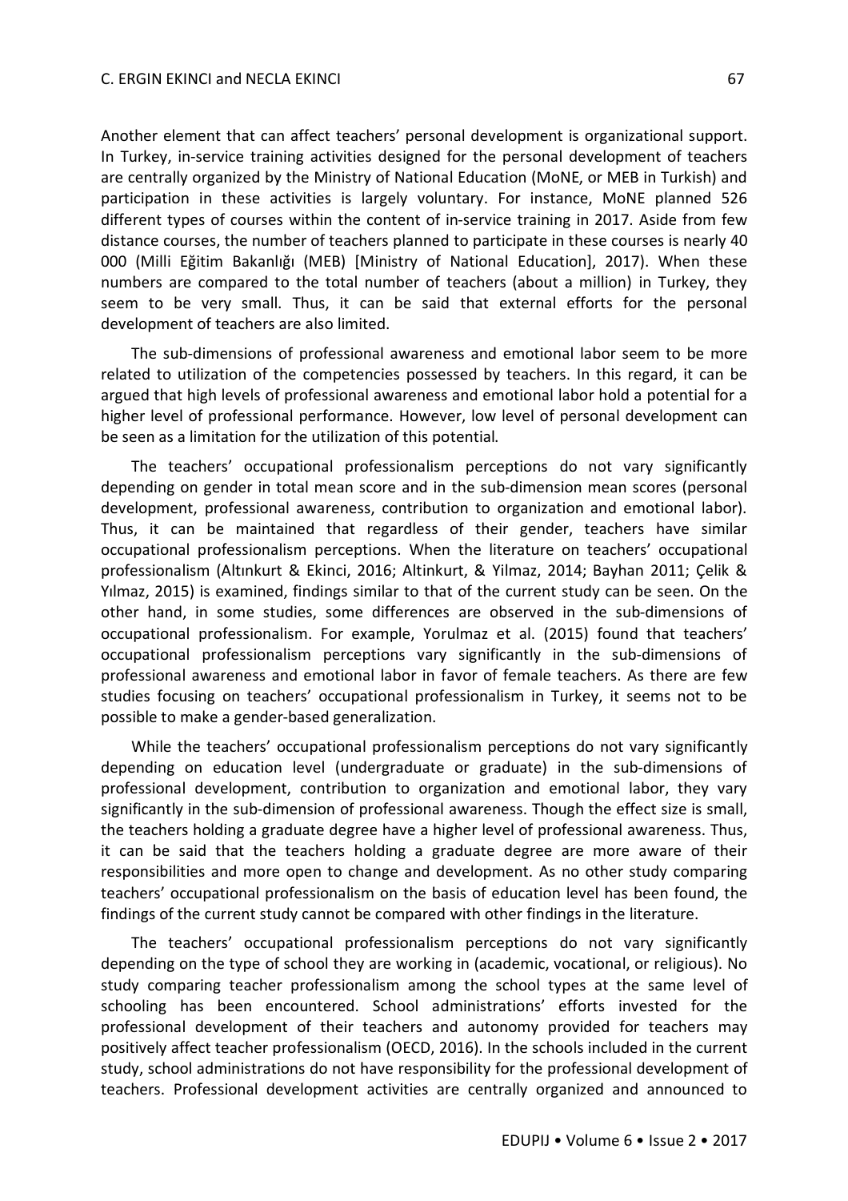Another element that can affect teachers' personal development is organizational support. In Turkey, in-service training activities designed for the personal development of teachers are centrally organized by the Ministry of National Education (MoNE, or MEB in Turkish) and participation in these activities is largely voluntary. For instance, MoNE planned 526 different types of courses within the content of in-service training in 2017. Aside from few distance courses, the number of teachers planned to participate in these courses is nearly 40 000 (Milli Eğitim Bakanlığı (MEB) [Ministry of National Education], 2017). When these numbers are compared to the total number of teachers (about a million) in Turkey, they seem to be very small. Thus, it can be said that external efforts for the personal development of teachers are also limited.

The sub-dimensions of professional awareness and emotional labor seem to be more related to utilization of the competencies possessed by teachers. In this regard, it can be argued that high levels of professional awareness and emotional labor hold a potential for a higher level of professional performance. However, low level of personal development can be seen as a limitation for the utilization of this potential.

The teachers' occupational professionalism perceptions do not vary significantly depending on gender in total mean score and in the sub-dimension mean scores (personal development, professional awareness, contribution to organization and emotional labor). Thus, it can be maintained that regardless of their gender, teachers have similar occupational professionalism perceptions. When the literature on teachers' occupational professionalism (Altınkurt & Ekinci, 2016; Altinkurt, & Yilmaz, 2014; Bayhan 2011; Çelik & Yılmaz, 2015) is examined, findings similar to that of the current study can be seen. On the other hand, in some studies, some differences are observed in the sub-dimensions of occupational professionalism. For example, Yorulmaz et al. (2015) found that teachers' occupational professionalism perceptions vary significantly in the sub-dimensions of professional awareness and emotional labor in favor of female teachers. As there are few studies focusing on teachers' occupational professionalism in Turkey, it seems not to be possible to make a gender-based generalization.

While the teachers' occupational professionalism perceptions do not vary significantly depending on education level (undergraduate or graduate) in the sub-dimensions of professional development, contribution to organization and emotional labor, they vary significantly in the sub-dimension of professional awareness. Though the effect size is small, the teachers holding a graduate degree have a higher level of professional awareness. Thus, it can be said that the teachers holding a graduate degree are more aware of their responsibilities and more open to change and development. As no other study comparing teachers' occupational professionalism on the basis of education level has been found, the findings of the current study cannot be compared with other findings in the literature.

The teachers' occupational professionalism perceptions do not vary significantly depending on the type of school they are working in (academic, vocational, or religious). No study comparing teacher professionalism among the school types at the same level of schooling has been encountered. School administrations' efforts invested for the professional development of their teachers and autonomy provided for teachers may positively affect teacher professionalism (OECD, 2016). In the schools included in the current study, school administrations do not have responsibility for the professional development of teachers. Professional development activities are centrally organized and announced to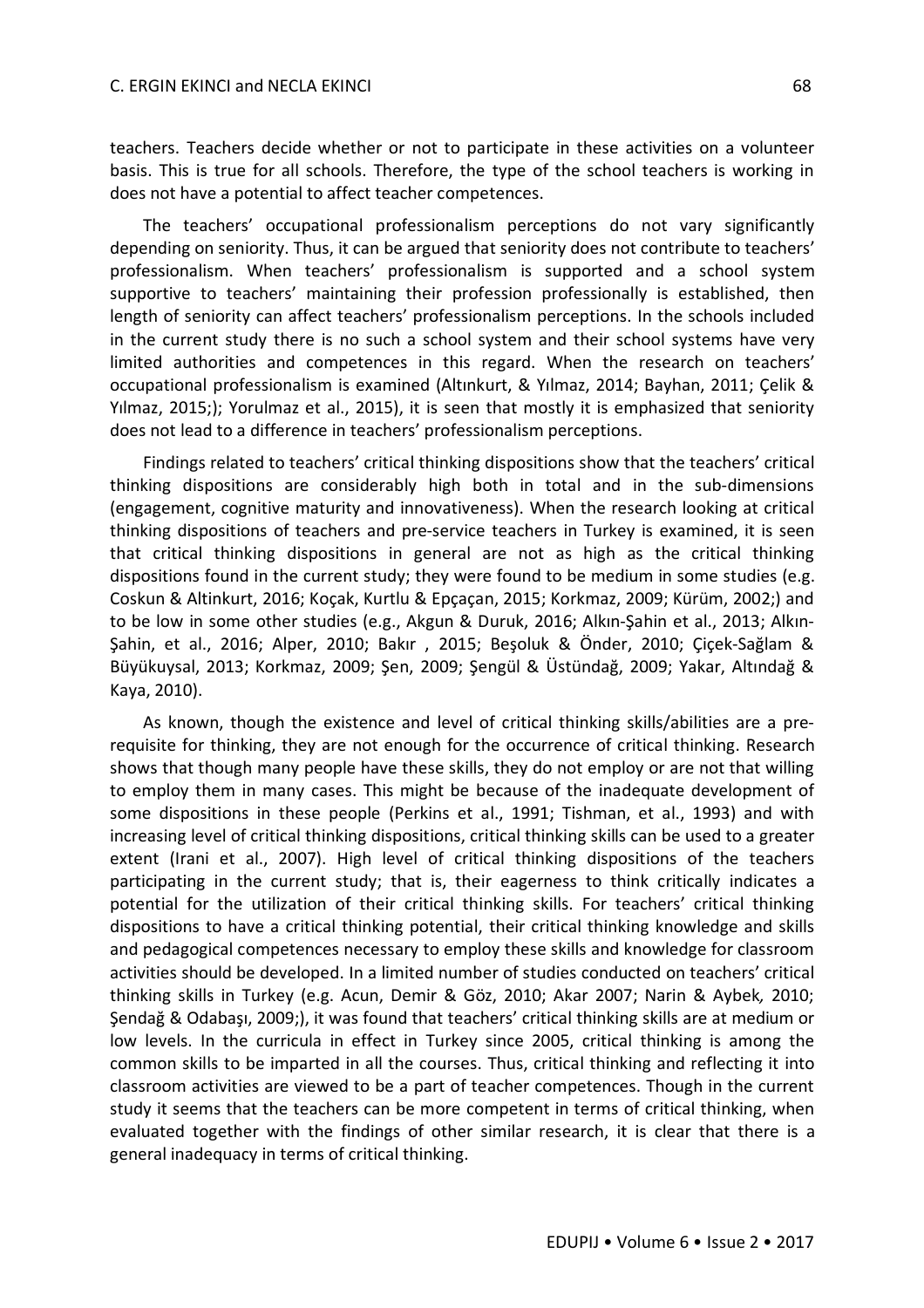teachers. Teachers decide whether or not to participate in these activities on a volunteer basis. This is true for all schools. Therefore, the type of the school teachers is working in does not have a potential to affect teacher competences.

The teachers' occupational professionalism perceptions do not vary significantly depending on seniority. Thus, it can be argued that seniority does not contribute to teachers' professionalism. When teachers' professionalism is supported and a school system supportive to teachers' maintaining their profession professionally is established, then length of seniority can affect teachers' professionalism perceptions. In the schools included in the current study there is no such a school system and their school systems have very limited authorities and competences in this regard. When the research on teachers' occupational professionalism is examined (Altınkurt, & Yılmaz, 2014; Bayhan, 2011; Çelik & Yılmaz, 2015;); Yorulmaz et al., 2015), it is seen that mostly it is emphasized that seniority does not lead to a difference in teachers' professionalism perceptions.

Findings related to teachers' critical thinking dispositions show that the teachers' critical thinking dispositions are considerably high both in total and in the sub-dimensions (engagement, cognitive maturity and innovativeness). When the research looking at critical thinking dispositions of teachers and pre-service teachers in Turkey is examined, it is seen that critical thinking dispositions in general are not as high as the critical thinking dispositions found in the current study; they were found to be medium in some studies (e.g. Coskun & Altinkurt, 2016; Koçak, Kurtlu & Epçaçan, 2015; Korkmaz, 2009; Kürüm, 2002;) and to be low in some other studies (e.g., Akgun & Duruk, 2016; Alkın-Şahin et al., 2013; Alkın-Şahin, et al., 2016; Alper, 2010; Bakır , 2015; Beşoluk & Önder, 2010; Çiçek-Sağlam & Büyükuysal, 2013; Korkmaz, 2009; Şen, 2009; Şengül & Üstündağ, 2009; Yakar, Altındağ & Kaya, 2010).

As known, though the existence and level of critical thinking skills/abilities are a pre-requisite for thinking, they are not enough for the occurrence of critical thinking. Research shows that though many people have these skills, they do not employ or are not that willing to employ them in many cases. This might be because of the inadequate development of some dispositions in these people (Perkins et al., 1991; Tishman, et al., 1993) and with increasing level of critical thinking dispositions, critical thinking skills can be used to a greater extent (Irani et al., 2007). High level of critical thinking dispositions of the teachers participating in the current study; that is, their eagerness to think critically indicates a potential for the utilization of their critical thinking skills. For teachers' critical thinking dispositions to have a critical thinking potential, their critical thinking knowledge and skills and pedagogical competences necessary to employ these skills and knowledge for classroom activities should be developed. In a limited number of studies conducted on teachers' critical thinking skills in Turkey (e.g. Acun, Demir & Göz, 2010; Akar 2007; Narin & Aybek*,* 2010; Şendağ & Odabaşı, 2009;), it was found that teachers' critical thinking skills are at medium or low levels. In the curricula in effect in Turkey since 2005, critical thinking is among the common skills to be imparted in all the courses. Thus, critical thinking and reflecting it into classroom activities are viewed to be a part of teacher competences. Though in the current study it seems that the teachers can be more competent in terms of critical thinking, when evaluated together with the findings of other similar research, it is clear that there is a general inadequacy in terms of critical thinking.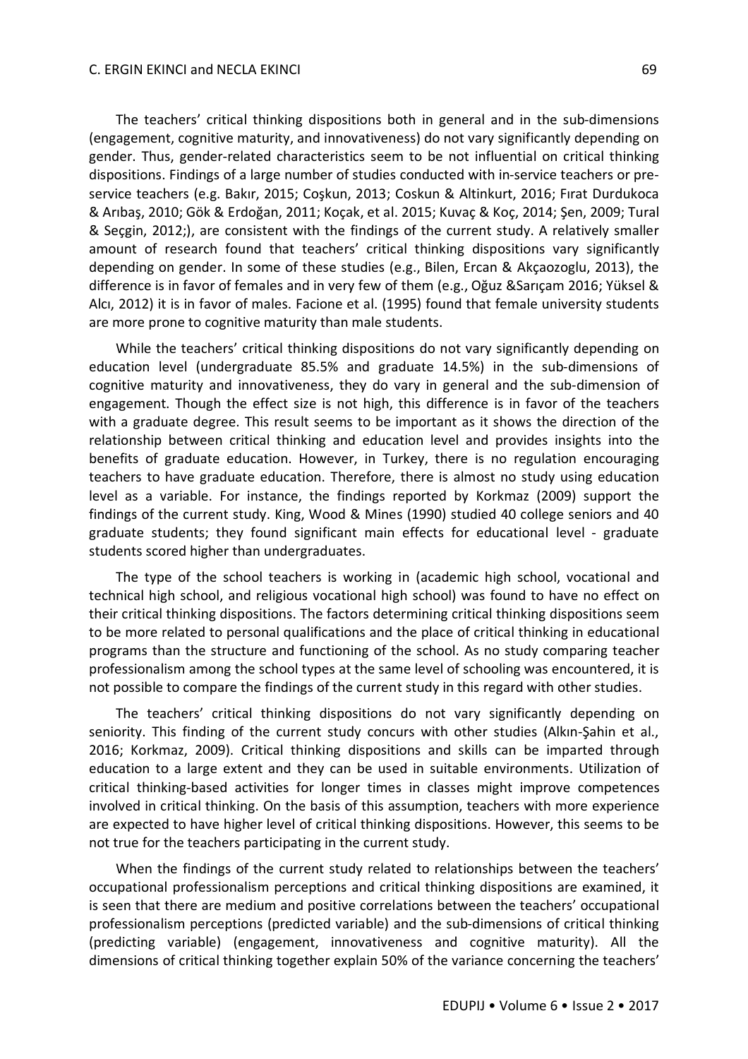The teachers' critical thinking dispositions both in general and in the sub-dimensions (engagement, cognitive maturity, and innovativeness) do not vary significantly depending on gender. Thus, gender-related characteristics seem to be not influential on critical thinking dispositions. Findings of a large number of studies conducted with in-service teachers or pre-service teachers (e.g. Bakır, 2015; Coşkun, 2013; Coskun & Altinkurt, 2016; Fırat Durdukoca & Arıbaş, 2010; Gök & Erdoğan, 2011; Koçak, et al. 2015; Kuvaç & Koç, 2014; Şen, 2009; Tural & Seçgin, 2012;), are consistent with the findings of the current study. A relatively smaller amount of research found that teachers' critical thinking dispositions vary significantly depending on gender. In some of these studies (e.g., Bilen, Ercan & Akçaozoglu, 2013), the difference is in favor of females and in very few of them (e.g., Oğuz &Sarıçam 2016; Yüksel & Alcı, 2012) it is in favor of males. Facione et al. (1995) found that female university students are more prone to cognitive maturity than male students.

While the teachers' critical thinking dispositions do not vary significantly depending on education level (undergraduate 85.5% and graduate 14.5%) in the sub-dimensions of cognitive maturity and innovativeness, they do vary in general and the sub-dimension of engagement. Though the effect size is not high, this difference is in favor of the teachers with a graduate degree. This result seems to be important as it shows the direction of the relationship between critical thinking and education level and provides insights into the benefits of graduate education. However, in Turkey, there is no regulation encouraging teachers to have graduate education. Therefore, there is almost no study using education level as a variable. For instance, the findings reported by Korkmaz (2009) support the findings of the current study. King, Wood & Mines (1990) studied 40 college seniors and 40 graduate students; they found significant main effects for educational level - graduate students scored higher than undergraduates.

The type of the school teachers is working in (academic high school, vocational and technical high school, and religious vocational high school) was found to have no effect on their critical thinking dispositions. The factors determining critical thinking dispositions seem to be more related to personal qualifications and the place of critical thinking in educational programs than the structure and functioning of the school. As no study comparing teacher professionalism among the school types at the same level of schooling was encountered, it is not possible to compare the findings of the current study in this regard with other studies.

The teachers' critical thinking dispositions do not vary significantly depending on seniority. This finding of the current study concurs with other studies (Alkın-Şahin et al., 2016; Korkmaz, 2009). Critical thinking dispositions and skills can be imparted through education to a large extent and they can be used in suitable environments. Utilization of critical thinking-based activities for longer times in classes might improve competences involved in critical thinking. On the basis of this assumption, teachers with more experience are expected to have higher level of critical thinking dispositions. However, this seems to be not true for the teachers participating in the current study.

When the findings of the current study related to relationships between the teachers' occupational professionalism perceptions and critical thinking dispositions are examined, it is seen that there are medium and positive correlations between the teachers' occupational professionalism perceptions (predicted variable) and the sub-dimensions of critical thinking (predicting variable) (engagement, innovativeness and cognitive maturity). All the dimensions of critical thinking together explain 50% of the variance concerning the teachers'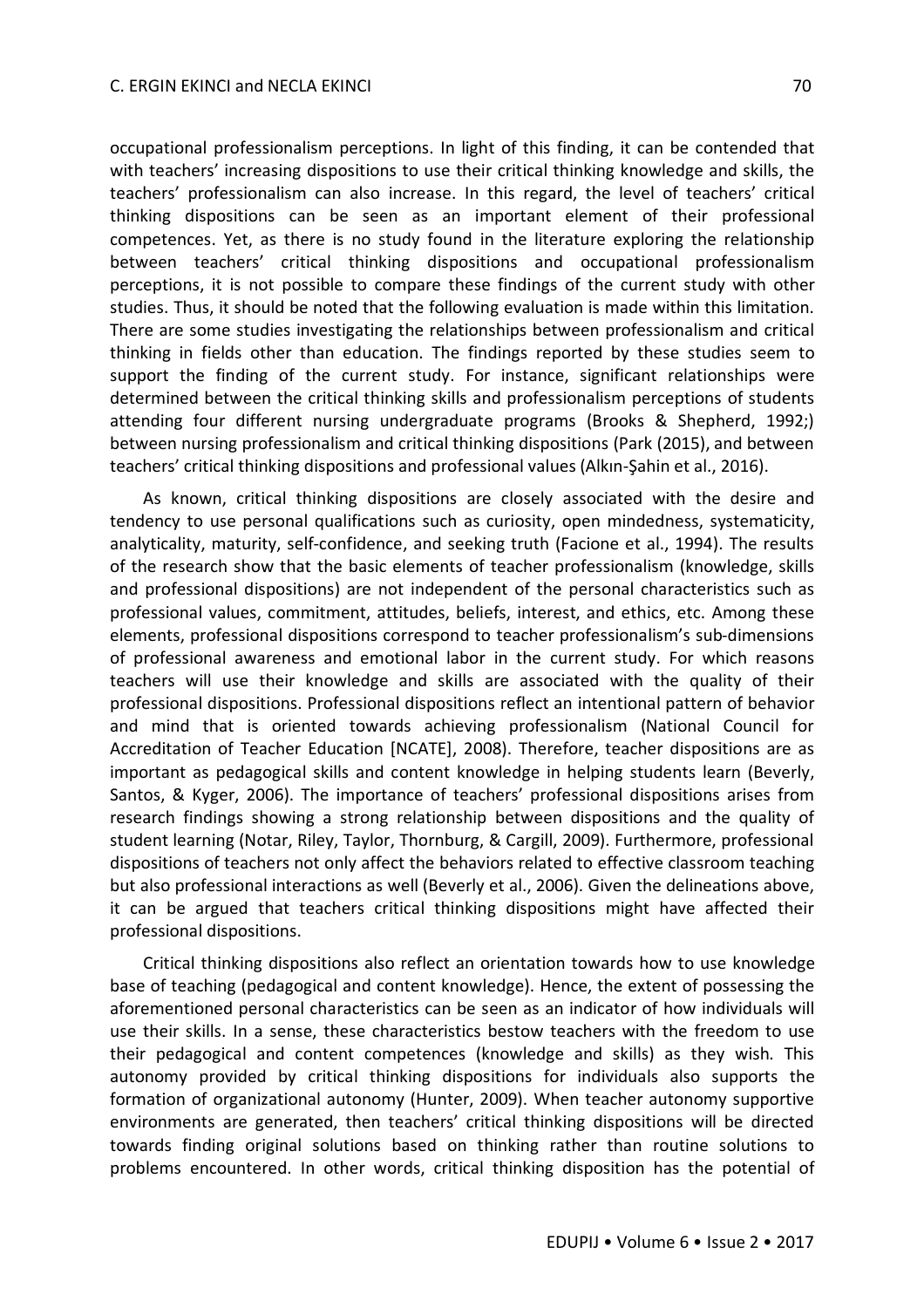occupational professionalism perceptions. In light of this finding, it can be contended that with teachers' increasing dispositions to use their critical thinking knowledge and skills, the teachers' professionalism can also increase. In this regard, the level of teachers' critical thinking dispositions can be seen as an important element of their professional competences. Yet, as there is no study found in the literature exploring the relationship between teachers' critical thinking dispositions and occupational professionalism perceptions, it is not possible to compare these findings of the current study with other studies. Thus, it should be noted that the following evaluation is made within this limitation. There are some studies investigating the relationships between professionalism and critical thinking in fields other than education. The findings reported by these studies seem to support the finding of the current study. For instance, significant relationships were determined between the critical thinking skills and professionalism perceptions of students attending four different nursing undergraduate programs (Brooks & Shepherd, 1992;) between nursing professionalism and critical thinking dispositions (Park (2015), and between teachers' critical thinking dispositions and professional values (Alkın-Şahin et al., 2016).

As known, critical thinking dispositions are closely associated with the desire and tendency to use personal qualifications such as curiosity, open mindedness, systematicity, analyticality, maturity, self-confidence, and seeking truth (Facione et al., 1994). The results of the research show that the basic elements of teacher professionalism (knowledge, skills and professional dispositions) are not independent of the personal characteristics such as professional values, commitment, attitudes, beliefs, interest, and ethics, etc. Among these elements, professional dispositions correspond to teacher professionalism's sub-dimensions of professional awareness and emotional labor in the current study. For which reasons teachers will use their knowledge and skills are associated with the quality of their professional dispositions. Professional dispositions reflect an intentional pattern of behavior and mind that is oriented towards achieving professionalism (National Council for Accreditation of Teacher Education [NCATE], 2008). Therefore, teacher dispositions are as important as pedagogical skills and content knowledge in helping students learn (Beverly, Santos, & Kyger, 2006). The importance of teachers' professional dispositions arises from research findings showing a strong relationship between dispositions and the quality of student learning (Notar, Riley, Taylor, Thornburg, & Cargill, 2009). Furthermore, professional dispositions of teachers not only affect the behaviors related to effective classroom teaching but also professional interactions as well (Beverly et al., 2006). Given the delineations above, it can be argued that teachers critical thinking dispositions might have affected their professional dispositions.

Critical thinking dispositions also reflect an orientation towards how to use knowledge base of teaching (pedagogical and content knowledge). Hence, the extent of possessing the aforementioned personal characteristics can be seen as an indicator of how individuals will use their skills. In a sense, these characteristics bestow teachers with the freedom to use their pedagogical and content competences (knowledge and skills) as they wish. This autonomy provided by critical thinking dispositions for individuals also supports the formation of organizational autonomy (Hunter, 2009). When teacher autonomy supportive environments are generated, then teachers' critical thinking dispositions will be directed towards finding original solutions based on thinking rather than routine solutions to problems encountered. In other words, critical thinking disposition has the potential of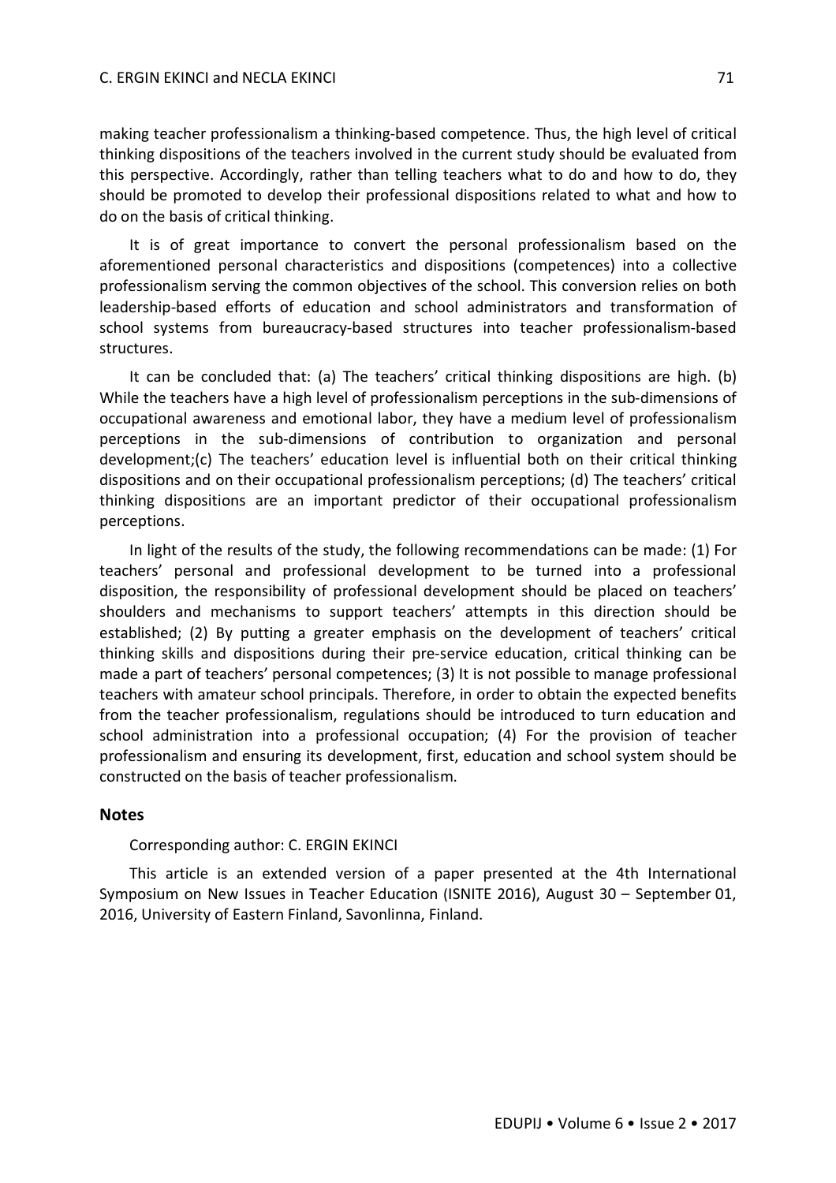making teacher professionalism a thinking-based competence. Thus, the high level of critical thinking dispositions of the teachers involved in the current study should be evaluated from this perspective. Accordingly, rather than telling teachers what to do and how to do, they should be promoted to develop their professional dispositions related to what and how to do on the basis of critical thinking.

It is of great importance to convert the personal professionalism based on the aforementioned personal characteristics and dispositions (competences) into a collective professionalism serving the common objectives of the school. This conversion relies on both leadership-based efforts of education and school administrators and transformation of school systems from bureaucracy-based structures into teacher professionalism-based structures.

It can be concluded that: (a) The teachers' critical thinking dispositions are high. (b) While the teachers have a high level of professionalism perceptions in the sub-dimensions of occupational awareness and emotional labor, they have a medium level of professionalism perceptions in the sub-dimensions of contribution to organization and personal development;(c) The teachers' education level is influential both on their critical thinking dispositions and on their occupational professionalism perceptions; (d) The teachers' critical thinking dispositions are an important predictor of their occupational professionalism perceptions.

In light of the results of the study, the following recommendations can be made: (1) For teachers' personal and professional development to be turned into a professional disposition, the responsibility of professional development should be placed on teachers' shoulders and mechanisms to support teachers' attempts in this direction should be established; (2) By putting a greater emphasis on the development of teachers' critical thinking skills and dispositions during their pre-service education, critical thinking can be made a part of teachers' personal competences; (3) It is not possible to manage professional teachers with amateur school principals. Therefore, in order to obtain the expected benefits from the teacher professionalism, regulations should be introduced to turn education and school administration into a professional occupation; (4) For the provision of teacher professionalism and ensuring its development, first, education and school system should be constructed on the basis of teacher professionalism.

## Notes

Corresponding author: C. ERGIN EKINCI

This article is an extended version of a paper presented at the 4th International Symposium on New Issues in Teacher Education (ISNITE 2016), August 30 – September 01, 2016, University of Eastern Finland, Savonlinna, Finland.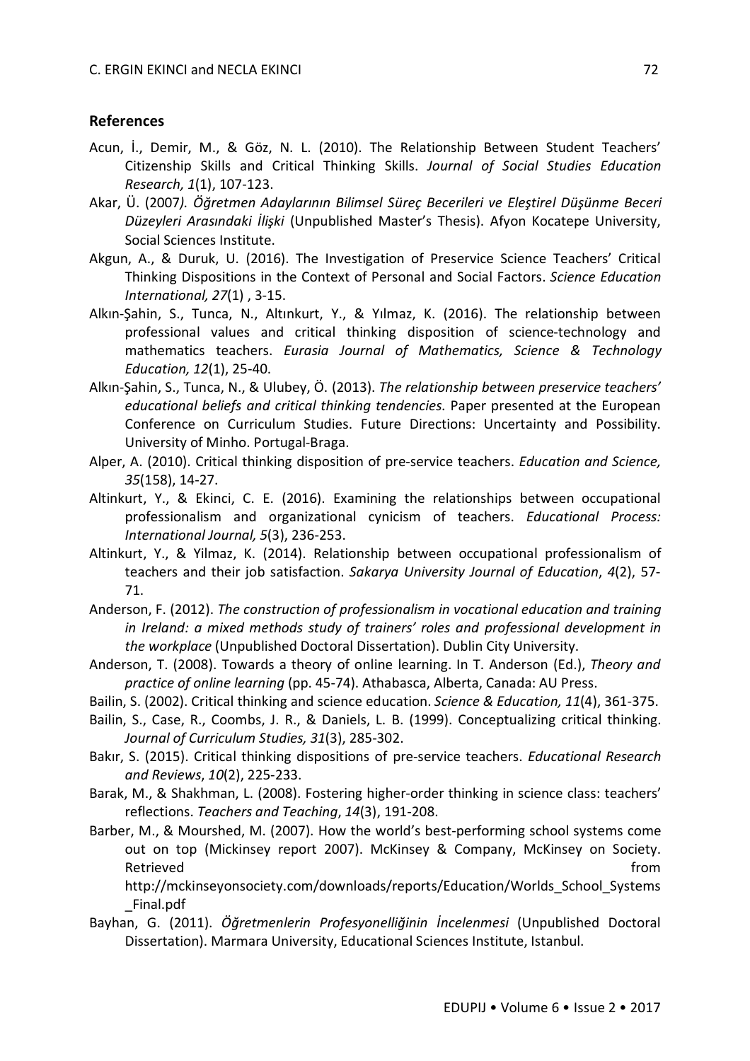## References

Acun, İ., Demir, M., & Göz, N. L. (2010). The Relationship Between Student Teachers' Citizenship Skills and Critical Thinking Skills. *Journal of Social Studies Education Research, 1*(1), 107-123.

Akar, Ü. (2007*). Öğretmen Adaylarının Bilimsel Süreç Becerileri ve Eleştirel Düşünme Beceri Düzeyleri Arasındaki İlişki* (Unpublished Master's Thesis). Afyon Kocatepe University, Social Sciences Institute.

Akgun, A., & Duruk, U. (2016). The Investigation of Preservice Science Teachers' Critical Thinking Dispositions in the Context of Personal and Social Factors. *Science Education International, 27*(1) , 3-15.

Alkın-Şahin, S., Tunca, N., Altınkurt, Y., & Yılmaz, K. (2016). The relationship between professional values and critical thinking disposition of science-technology and mathematics teachers. *Eurasia Journal of Mathematics, Science & Technology Education, 12*(1), 25-40.

Alkın-Şahin, S., Tunca, N., & Ulubey, Ö. (2013). *The relationship between preservice teachers' educational beliefs and critical thinking tendencies*. Paper presented at the European Conference on Curriculum Studies. Future Directions: Uncertainty and Possibility. University of Minho. Portugal-Braga.

Alper, A. (2010). Critical thinking disposition of pre-service teachers. *Education and Science, 35*(158), 14-27.

Altinkurt, Y., & Ekinci, C. E. (2016). Examining the relationships between occupational professionalism and organizational cynicism of teachers. *Educational Process: International Journal, 5*(3), 236-253.

Altinkurt, Y., & Yilmaz, K. (2014). Relationship between occupational professionalism of teachers and their job satisfaction. *Sakarya University Journal of Education*, *4*(2), 57-71.

Anderson, F. (2012). *The construction of professionalism in vocational education and training in Ireland: a mixed methods study of trainers' roles and professional development in the workplace* (Unpublished Doctoral Dissertation). Dublin City University.

Anderson, T. (2008). Towards a theory of online learning. In T. Anderson (Ed.), *Theory and practice of online learning* (pp. 45-74). Athabasca, Alberta, Canada: AU Press.

Bailin, S. (2002). Critical thinking and science education. *Science & Education, 11*(4), 361-375.

Bailin, S., Case, R., Coombs, J. R., & Daniels, L. B. (1999). Conceptualizing critical thinking. *Journal of Curriculum Studies, 31*(3), 285-302.

Bakır, S. (2015). Critical thinking dispositions of pre-service teachers. *Educational Research and Reviews*, *10*(2), 225-233.

Barak, M., & Shakhman, L. (2008). Fostering higher-order thinking in science class: teachers' reflections. *Teachers and Teaching*, *14*(3), 191-208.

Barber, M., & Mourshed, M. (2007). How the world's best-performing school systems come out on top (Mickinsey report 2007). McKinsey & Company, McKinsey on Society. Retrieved from http://mckinseyonsociety.com/downloads/reports/Education/Worlds_School_Systems_Final.pdf

Bayhan, G. (2011). *Öğretmenlerin Profesyonelliğinin İncelenmesi* (Unpublished Doctoral Dissertation). Marmara University, Educational Sciences Institute, Istanbul.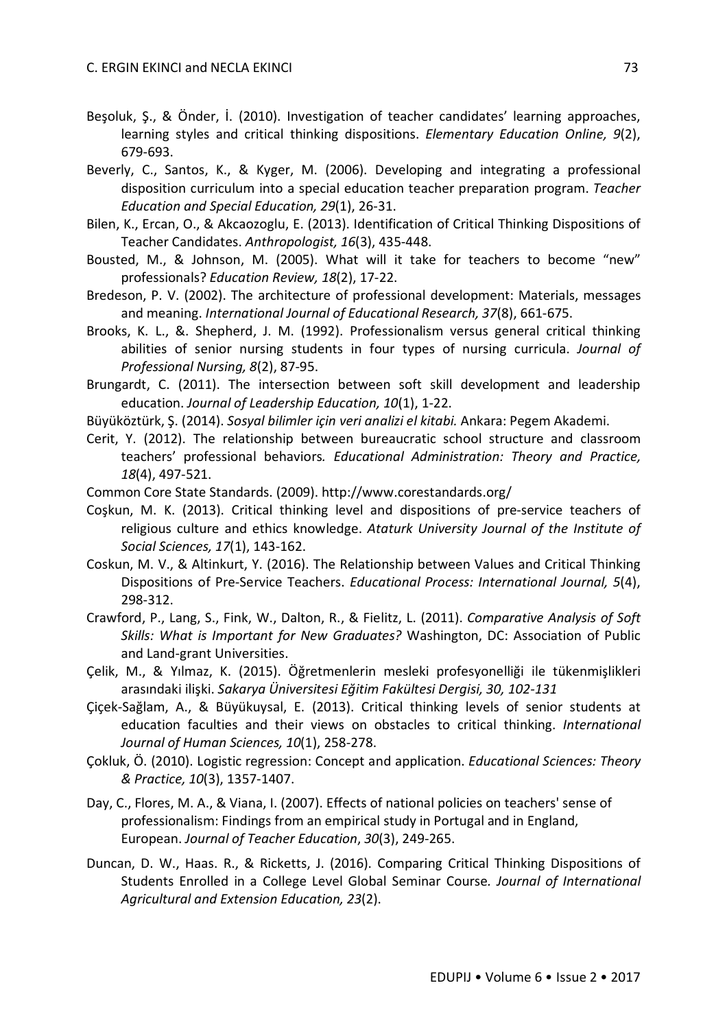Beşoluk, Ş., & Önder, İ. (2010). Investigation of teacher candidates' learning approaches, learning styles and critical thinking dispositions. *Elementary Education Online, 9*(2), 679-693.

Beverly, C., Santos, K., & Kyger, M. (2006). Developing and integrating a professional disposition curriculum into a special education teacher preparation program. *Teacher Education and Special Education, 29*(1), 26-31.

Bilen, K., Ercan, O., & Akcaozoglu, E. (2013). Identification of Critical Thinking Dispositions of Teacher Candidates. *Anthropologist, 16*(3), 435-448.

Bousted, M., & Johnson, M. (2005). What will it take for teachers to become "new" professionals? *Education Review, 18*(2), 17-22.

Bredeson, P. V. (2002). The architecture of professional development: Materials, messages and meaning. *International Journal of Educational Research, 37*(8), 661-675.

Brooks, K. L., &. Shepherd, J. M. (1992). Professionalism versus general critical thinking abilities of senior nursing students in four types of nursing curricula. *Journal of Professional Nursing, 8*(2), 87-95.

Brungardt, C. (2011). The intersection between soft skill development and leadership education. *Journal of Leadership Education, 10*(1), 1-22.

Büyüköztürk, Ş. (2014). *Sosyal bilimler için veri analizi el kitabi.* Ankara: Pegem Akademi.

Cerit, Y. (2012). The relationship between bureaucratic school structure and classroom teachers' professional behaviors*. Educational Administration: Theory and Practice, 18*(4), 497-521.

Common Core State Standards. (2009). http://www.corestandards.org/

Coşkun, M. K. (2013). Critical thinking level and dispositions of pre-service teachers of religious culture and ethics knowledge. *Ataturk University Journal of the Institute of Social Sciences, 17*(1), 143-162.

Coskun, M. V., & Altinkurt, Y. (2016). The Relationship between Values and Critical Thinking Dispositions of Pre-Service Teachers. *Educational Process: International Journal, 5*(4), 298-312.

Crawford, P., Lang, S., Fink, W., Dalton, R., & Fielitz, L. (2011). *Comparative Analysis of Soft Skills: What is Important for New Graduates?* Washington, DC: Association of Public and Land-grant Universities.

Çelik, M., & Yılmaz, K. (2015). Öğretmenlerin mesleki profesyonelliği ile tükenmişlikleri arasındaki ilişki. *Sakarya Üniversitesi Eğitim Fakültesi Dergisi, 30, 102-131*

Çiçek-Sağlam, A., & Büyükuysal, E. (2013). Critical thinking levels of senior students at education faculties and their views on obstacles to critical thinking. *International Journal of Human Sciences, 10*(1), 258-278.

Çokluk, Ö. (2010). Logistic regression: Concept and application. *Educational Sciences: Theory & Practice, 10*(3), 1357-1407.

Day, C., Flores, M. A., & Viana, I. (2007). Effects of national policies on teachers' sense of professionalism: Findings from an empirical study in Portugal and in England, European. *Journal of Teacher Education*, *30*(3), 249-265.

Duncan, D. W., Haas. R., & Ricketts, J. (2016). Comparing Critical Thinking Dispositions of Students Enrolled in a College Level Global Seminar Course*. Journal of International Agricultural and Extension Education, 23*(2).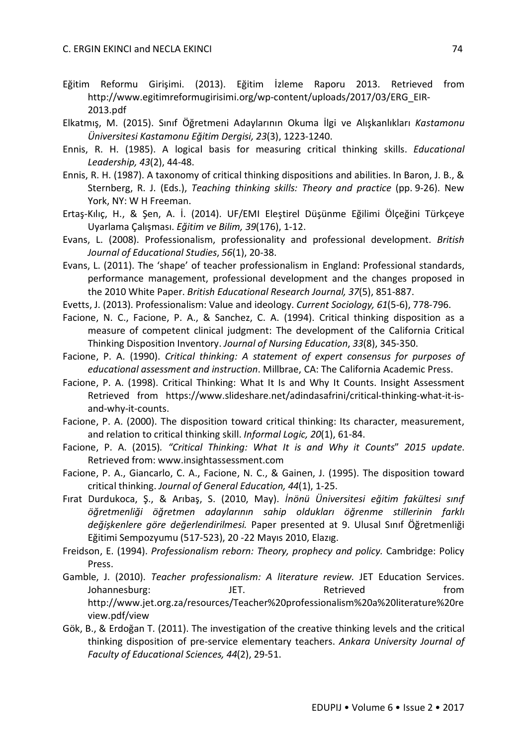Eğitim Reformu Girişimi. (2013). Eğitim İzleme Raporu 2013. Retrieved from http://www.egitimreformugirisimi.org/wp-content/uploads/2017/03/ERG_EIR-2013.pdf

Elkatmış, M. (2015). Sınıf Öğretmeni Adaylarının Okuma İlgi ve Alışkanlıkları *Kastamonu Üniversitesi Kastamonu Eğitim Dergisi, 23*(3), 1223-1240.

Ennis, R. H. (1985). A logical basis for measuring critical thinking skills. *Educational Leadership, 43*(2), 44-48.

Ennis, R. H. (1987). A taxonomy of critical thinking dispositions and abilities. In Baron, J. B., & Sternberg, R. J. (Eds.), *Teaching thinking skills: Theory and practice* (pp. 9-26). New York, NY: W H Freeman.

Ertaş-Kılıç, H., & Şen, A. İ. (2014). UF/EMI Eleştirel Düşünme Eğilimi Ölçeğini Türkçeye Uyarlama Çalışması. *Eğitim ve Bilim, 39*(176), 1-12.

Evans, L. (2008). Professionalism, professionality and professional development. *British Journal of Educational Studies*, *56*(1), 20-38.

Evans, L. (2011). The 'shape' of teacher professionalism in England: Professional standards, performance management, professional development and the changes proposed in the 2010 White Paper. *British Educational Research Journal, 37*(5), 851-887.

Evetts, J. (2013). Professionalism: Value and ideology. *Current Sociology, 61*(5-6), 778-796.

Facione, N. C., Facione, P. A., & Sanchez, C. A. (1994). Critical thinking disposition as a measure of competent clinical judgment: The development of the California Critical Thinking Disposition Inventory. *Journal of Nursing Education*, *33*(8), 345-350.

Facione, P. A. (1990). *Critical thinking: A statement of expert consensus for purposes of educational assessment and instruction*. Millbrae, CA: The California Academic Press.

Facione, P. A. (1998). Critical Thinking: What It Is and Why It Counts. Insight Assessment Retrieved from https://www.slideshare.net/adindasafrini/critical-thinking-what-it-is-and-why-it-counts.

Facione, P. A. (2000). The disposition toward critical thinking: Its character, measurement, and relation to critical thinking skill. *Informal Logic, 20*(1), 61-84.

Facione, P. A. (2015). *"Critical Thinking: What It is and Why it Counts" 2015 update*. Retrieved from: www.insightassessment.com

Facione, P. A., Giancarlo, C. A., Facione, N. C., & Gainen, J. (1995). The disposition toward critical thinking. *Journal of General Education, 44*(1), 1-25.

Fırat Durdukoca, Ş., & Arıbaş, S. (2010, May). *İnönü Üniversitesi eğitim fakültesi sınıf öğretmenliği öğretmen adaylarının sahip oldukları öğrenme stillerinin farklı değişkenlere göre değerlendirilmesi.* Paper presented at 9. Ulusal Sınıf Öğretmenliği Eğitimi Sempozyumu (517-523), 20 -22 Mayıs 2010, Elazıg.

Freidson, E. (1994). *Professionalism reborn: Theory, prophecy and policy.* Cambridge: Policy Press.

Gamble, J. (2010). *Teacher professionalism: A literature review.* JET Education Services. Johannesburg: JET. Retrieved from http://www.jet.org.za/resources/Teacher%20professionalism%20a%20literature%20review.pdf/view

Gök, B., & Erdoğan T. (2011). The investigation of the creative thinking levels and the critical thinking disposition of pre-service elementary teachers. *Ankara University Journal of Faculty of Educational Sciences, 44*(2), 29-51.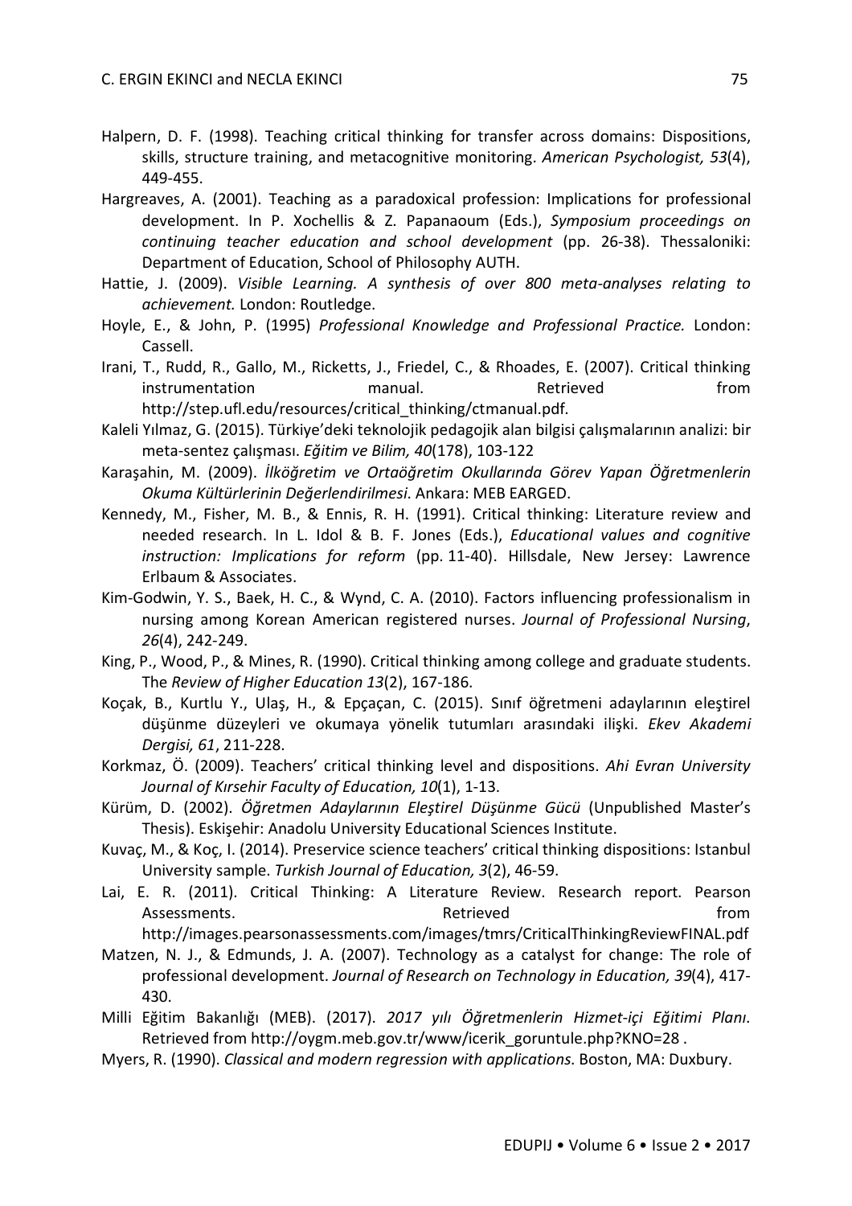Halpern, D. F. (1998). Teaching critical thinking for transfer across domains: Dispositions, skills, structure training, and metacognitive monitoring. *American Psychologist, 53*(4), 449-455.

Hargreaves, A. (2001). Teaching as a paradoxical profession: Implications for professional development. In P. Xochellis & Z. Papanaoum (Eds.), *Symposium proceedings on continuing teacher education and school development* (pp. 26-38). Thessaloniki: Department of Education, School of Philosophy AUTH.

Hattie, J. (2009). *Visible Learning. A synthesis of over 800 meta-analyses relating to achievement.* London: Routledge.

Hoyle, E., & John, P. (1995) *Professional Knowledge and Professional Practice.* London: Cassell.

Irani, T., Rudd, R., Gallo, M., Ricketts, J., Friedel, C., & Rhoades, E. (2007). Critical thinking instrumentation manual. Retrieved from http://step.ufl.edu/resources/critical_thinking/ctmanual.pdf.

Kaleli Yılmaz, G. (2015). Türkiye'deki teknolojik pedagojik alan bilgisi çalışmalarının analizi: bir meta-sentez çalışması. *Eğitim ve Bilim, 40*(178), 103-122

Karaşahin, M. (2009). *İlköğretim ve Ortaöğretim Okullarında Görev Yapan Öğretmenlerin Okuma Kültürlerinin Değerlendirilmesi*. Ankara: MEB EARGED.

Kennedy, M., Fisher, M. B., & Ennis, R. H. (1991). Critical thinking: Literature review and needed research. In L. Idol & B. F. Jones (Eds.), *Educational values and cognitive instruction: Implications for reform* (pp. 11-40). Hillsdale, New Jersey: Lawrence Erlbaum & Associates.

Kim-Godwin, Y. S., Baek, H. C., & Wynd, C. A. (2010). Factors influencing professionalism in nursing among Korean American registered nurses. *Journal of Professional Nursing*, *26*(4), 242-249.

King, P., Wood, P., & Mines, R. (1990). Critical thinking among college and graduate students. The *Review of Higher Education 13*(2), 167-186.

Koçak, B., Kurtlu Y., Ulaş, H., & Epçaçan, C. (2015). Sınıf öğretmeni adaylarının eleştirel düşünme düzeyleri ve okumaya yönelik tutumları arasındaki ilişki. *Ekev Akademi Dergisi, 61*, 211-228.

Korkmaz, Ö. (2009). Teachers' critical thinking level and dispositions. *Ahi Evran University Journal of Kırsehir Faculty of Education, 10*(1), 1-13.

Kürüm, D. (2002). *Öğretmen Adaylarının Eleştirel Düşünme Gücü* (Unpublished Master's Thesis). Eskişehir: Anadolu University Educational Sciences Institute.

Kuvaç, M., & Koç, I. (2014). Preservice science teachers' critical thinking dispositions: Istanbul University sample. *Turkish Journal of Education, 3*(2), 46-59.

Lai, E. R. (2011). Critical Thinking: A Literature Review. Research report. Pearson Assessments. Retrieved from http://images.pearsonassessments.com/images/tmrs/CriticalThinkingReviewFINAL.pdf

Matzen, N. J., & Edmunds, J. A. (2007). Technology as a catalyst for change: The role of professional development. *Journal of Research on Technology in Education, 39*(4), 417-430.

Milli Eğitim Bakanlığı (MEB). (2017). *2017 yılı Öğretmenlerin Hizmet-içi Eğitimi Planı*. Retrieved from http://oygm.meb.gov.tr/www/icerik_goruntule.php?KNO=28 .

Myers, R. (1990). *Classical and modern regression with applications*. Boston, MA: Duxbury.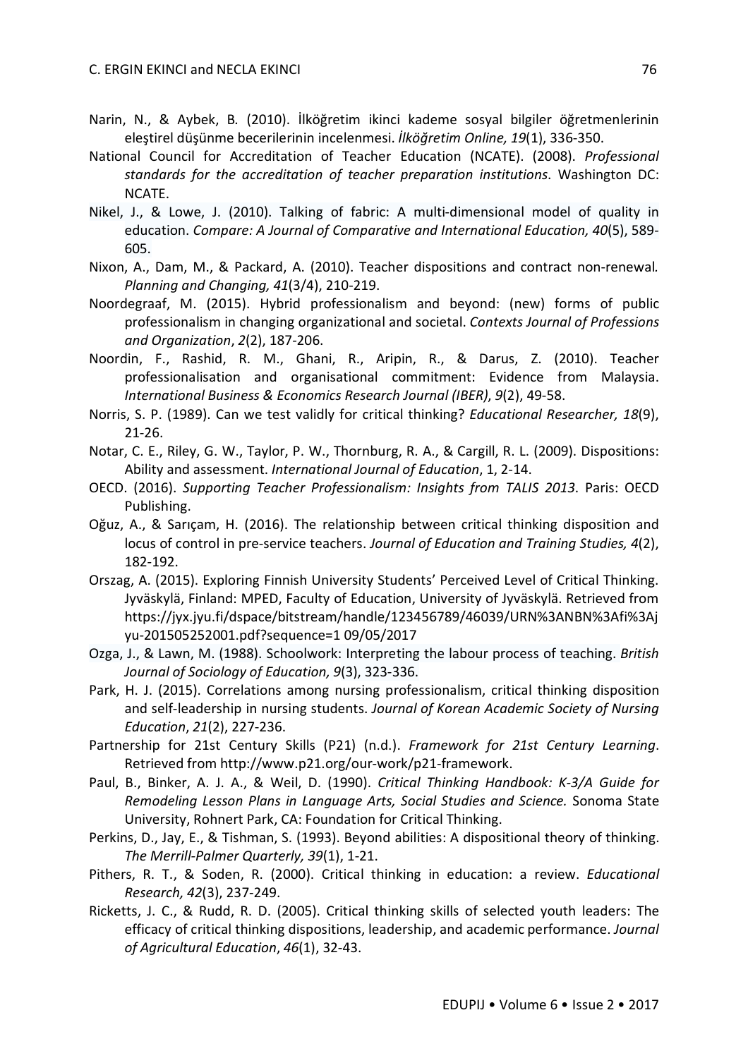Narin, N., & Aybek, B. (2010). İlköğretim ikinci kademe sosyal bilgiler öğretmenlerinin eleştirel düşünme becerilerinin incelenmesi. *İlköğretim Online, 19*(1), 336-350.

National Council for Accreditation of Teacher Education (NCATE). (2008). *Professional standards for the accreditation of teacher preparation institutions*. Washington DC: NCATE.

Nikel, J., & Lowe, J. (2010). Talking of fabric: A multi-dimensional model of quality in education. *Compare: A Journal of Comparative and International Education, 40*(5), 589-605.

Nixon, A., Dam, M., & Packard, A. (2010). Teacher dispositions and contract non-renewal. *Planning and Changing, 41*(3/4), 210-219.

Noordegraaf, M. (2015). Hybrid professionalism and beyond: (new) forms of public professionalism in changing organizational and societal. *Contexts Journal of Professions and Organization*, *2*(2), 187-206.

Noordin, F., Rashid, R. M., Ghani, R., Aripin, R., & Darus, Z. (2010). Teacher professionalisation and organisational commitment: Evidence from Malaysia. *International Business & Economics Research Journal (IBER)*, *9*(2), 49-58.

Norris, S. P. (1989). Can we test validly for critical thinking? *Educational Researcher, 18*(9), 21-26.

Notar, C. E., Riley, G. W., Taylor, P. W., Thornburg, R. A., & Cargill, R. L. (2009). Dispositions: Ability and assessment. *International Journal of Education*, 1, 2-14.

OECD. (2016). *Supporting Teacher Professionalism: Insights from TALIS 2013*. Paris: OECD Publishing.

Oğuz, A., & Sarıçam, H. (2016). The relationship between critical thinking disposition and locus of control in pre-service teachers. *Journal of Education and Training Studies, 4*(2), 182-192.

Orszag, A. (2015). Exploring Finnish University Students' Perceived Level of Critical Thinking. Jyväskylä, Finland: MPED, Faculty of Education, University of Jyväskylä. Retrieved from https://jyx.jyu.fi/dspace/bitstream/handle/123456789/46039/URN%3ANBN%3Afi%3Ajyu-201505252001.pdf?sequence=1 09/05/2017

Ozga, J., & Lawn, M. (1988). Schoolwork: Interpreting the labour process of teaching. *British Journal of Sociology of Education, 9*(3), 323-336.

Park, H. J. (2015). Correlations among nursing professionalism, critical thinking disposition and self-leadership in nursing students. *Journal of Korean Academic Society of Nursing Education*, *21*(2), 227-236.

Partnership for 21st Century Skills (P21) (n.d.). *Framework for 21st Century Learning*. Retrieved from http://www.p21.org/our-work/p21-framework.

Paul, B., Binker, A. J. A., & Weil, D. (1990). *Critical Thinking Handbook: K-3/A Guide for Remodeling Lesson Plans in Language Arts, Social Studies and Science.* Sonoma State University, Rohnert Park, CA: Foundation for Critical Thinking.

Perkins, D., Jay, E., & Tishman, S. (1993). Beyond abilities: A dispositional theory of thinking. *The Merrill-Palmer Quarterly, 39*(1), 1-21.

Pithers, R. T., & Soden, R. (2000). Critical thinking in education: a review. *Educational Research, 42*(3), 237-249.

Ricketts, J. C., & Rudd, R. D. (2005). Critical thinking skills of selected youth leaders: The efficacy of critical thinking dispositions, leadership, and academic performance. *Journal of Agricultural Education*, *46*(1), 32-43.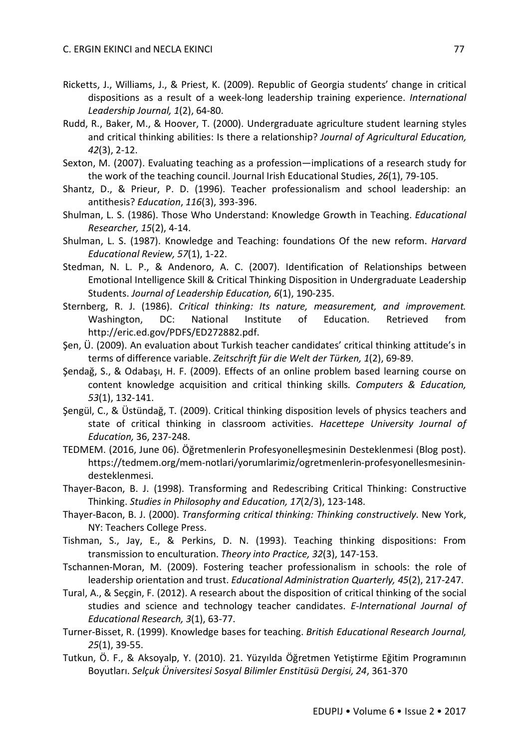Ricketts, J., Williams, J., & Priest, K. (2009). Republic of Georgia students' change in critical dispositions as a result of a week-long leadership training experience. *International Leadership Journal, 1*(2), 64-80.

Rudd, R., Baker, M., & Hoover, T. (2000). Undergraduate agriculture student learning styles and critical thinking abilities: Is there a relationship? *Journal of Agricultural Education, 42*(3), 2-12.

Sexton, M. (2007). Evaluating teaching as a profession—implications of a research study for the work of the teaching council. Journal Irish Educational Studies, *26*(1), 79-105.

Shantz, D., & Prieur, P. D. (1996). Teacher professionalism and school leadership: an antithesis? *Education*, *116*(3), 393-396.

Shulman, L. S. (1986). Those Who Understand: Knowledge Growth in Teaching. *Educational Researcher, 15*(2), 4-14.

Shulman, L. S. (1987). Knowledge and Teaching: foundations Of the new reform. *Harvard Educational Review, 57*(1), 1-22.

Stedman, N. L. P., & Andenoro, A. C. (2007). Identification of Relationships between Emotional Intelligence Skill & Critical Thinking Disposition in Undergraduate Leadership Students. *Journal of Leadership Education, 6*(1), 190-235.

Sternberg, R. J. (1986). *Critical thinking: Its nature, measurement, and improvement.* Washington, DC: National Institute of Education. Retrieved from http://eric.ed.gov/PDFS/ED272882.pdf.

Şen, Ü. (2009). An evaluation about Turkish teacher candidates' critical thinking attitude's in terms of difference variable. *Zeitschrift für die Welt der Türken, 1*(2), 69-89.

Şendağ, S., & Odabaşı, H. F. (2009). Effects of an online problem based learning course on content knowledge acquisition and critical thinking skills*. Computers & Education, 53*(1), 132-141.

Şengül, C., & Üstündağ, T. (2009). Critical thinking disposition levels of physics teachers and state of critical thinking in classroom activities. *Hacettepe University Journal of Education,* 36, 237-248.

TEDMEM. (2016, June 06). Öğretmenlerin Profesyonelleşmesinin Desteklenmesi (Blog post). https://tedmem.org/mem-notlari/yorumlarimiz/ogretmenlerin-profesyonellesmesinin-desteklenmesi.

Thayer-Bacon, B. J. (1998). Transforming and Redescribing Critical Thinking: Constructive Thinking. *Studies in Philosophy and Education, 17*(2/3), 123-148.

Thayer-Bacon, B. J. (2000). *Transforming critical thinking: Thinking constructively*. New York, NY: Teachers College Press.

Tishman, S., Jay, E., & Perkins, D. N. (1993). Teaching thinking dispositions: From transmission to enculturation. *Theory into Practice, 32*(3), 147-153.

Tschannen-Moran, M. (2009). Fostering teacher professionalism in schools: the role of leadership orientation and trust. *Educational Administration Quarterly, 45*(2), 217-247.

Tural, A., & Seçgin, F. (2012). A research about the disposition of critical thinking of the social studies and science and technology teacher candidates. *E-International Journal of Educational Research, 3*(1), 63-77.

Turner-Bisset, R. (1999). Knowledge bases for teaching. *British Educational Research Journal, 25*(1), 39-55.

Tutkun, Ö. F., & Aksoyalp, Y. (2010). 21. Yüzyılda Öğretmen Yetiştirme Eğitim Programının Boyutları. *Selçuk Üniversitesi Sosyal Bilimler Enstitüsü Dergisi, 24*, 361-370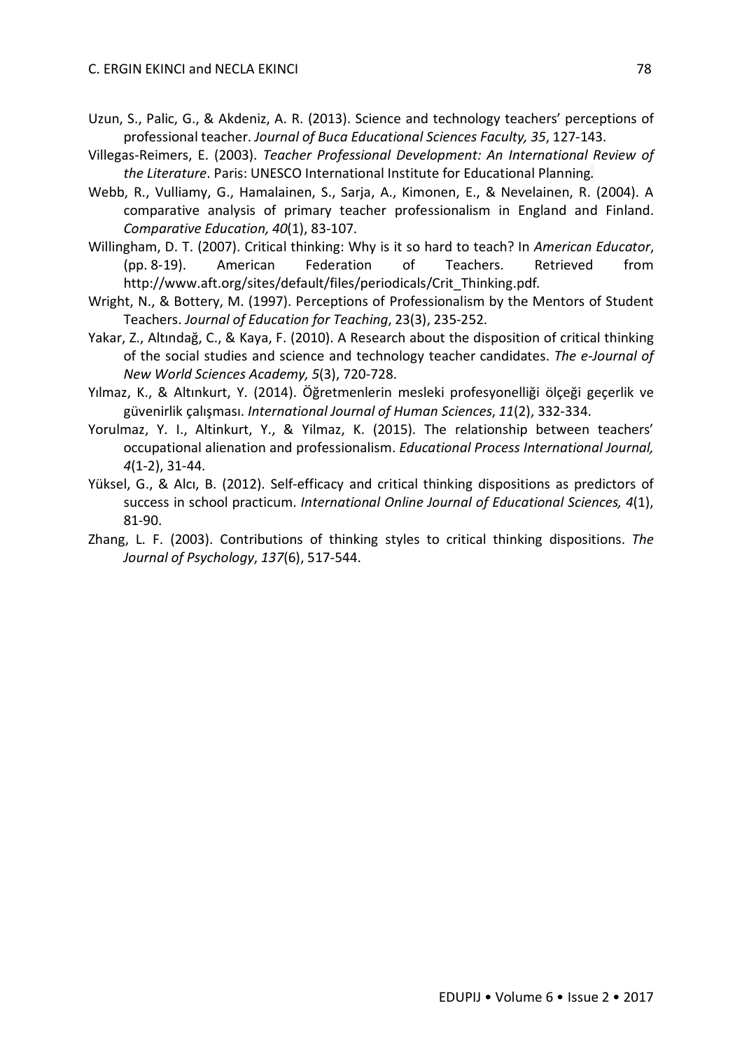Uzun, S., Palic, G., & Akdeniz, A. R. (2013). Science and technology teachers' perceptions of professional teacher. *Journal of Buca Educational Sciences Faculty, 35*, 127-143.

Villegas-Reimers, E. (2003). *Teacher Professional Development: An International Review of the Literature*. Paris: UNESCO International Institute for Educational Planning.

Webb, R., Vulliamy, G., Hamalainen, S., Sarja, A., Kimonen, E., & Nevelainen, R. (2004). A comparative analysis of primary teacher professionalism in England and Finland. *Comparative Education, 40*(1), 83-107.

Willingham, D. T. (2007). Critical thinking: Why is it so hard to teach? In *American Educator*, (pp. 8-19). American Federation of Teachers. Retrieved from http://www.aft.org/sites/default/files/periodicals/Crit_Thinking.pdf.

Wright, N., & Bottery, M. (1997). Perceptions of Professionalism by the Mentors of Student Teachers. *Journal of Education for Teaching*, 23(3), 235-252.

Yakar, Z., Altındağ, C., & Kaya, F. (2010). A Research about the disposition of critical thinking of the social studies and science and technology teacher candidates. *The e-Journal of New World Sciences Academy, 5*(3), 720-728.

Yılmaz, K., & Altınkurt, Y. (2014). Öğretmenlerin mesleki profesyonelliği ölçeği geçerlik ve güvenirlik çalışması. *International Journal of Human Sciences*, *11*(2), 332-334.

Yorulmaz, Y. I., Altinkurt, Y., & Yilmaz, K. (2015). The relationship between teachers' occupational alienation and professionalism. *Educational Process International Journal, 4*(1-2), 31-44.

Yüksel, G., & Alcı, B. (2012). Self-efficacy and critical thinking dispositions as predictors of success in school practicum. *International Online Journal of Educational Sciences, 4*(1), 81-90.

Zhang, L. F. (2003). Contributions of thinking styles to critical thinking dispositions. *The Journal of Psychology*, *137*(6), 517-544.